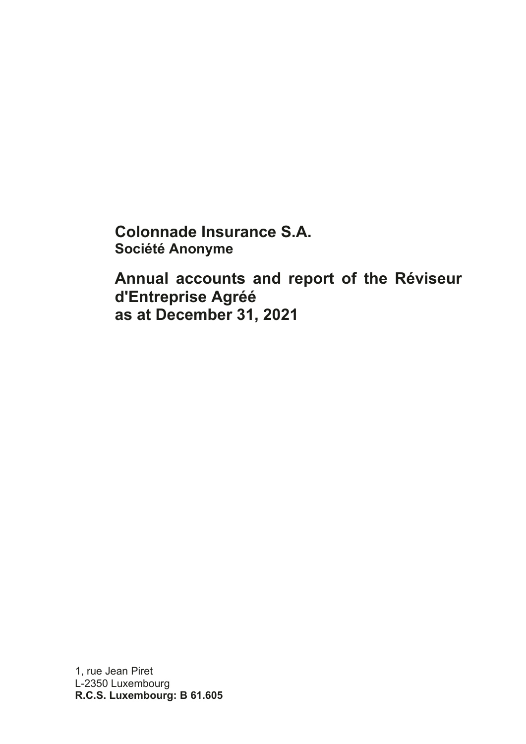# Colonnade Insurance S.A.

**Société Anonyme**

# Annual accounts and report of the Réviseur d'Entreprise Agréé as at December 31, 2021

1, rue Jean Piret
L-2350 Luxembourg
**R.C.S. Luxembourg: B 61.605**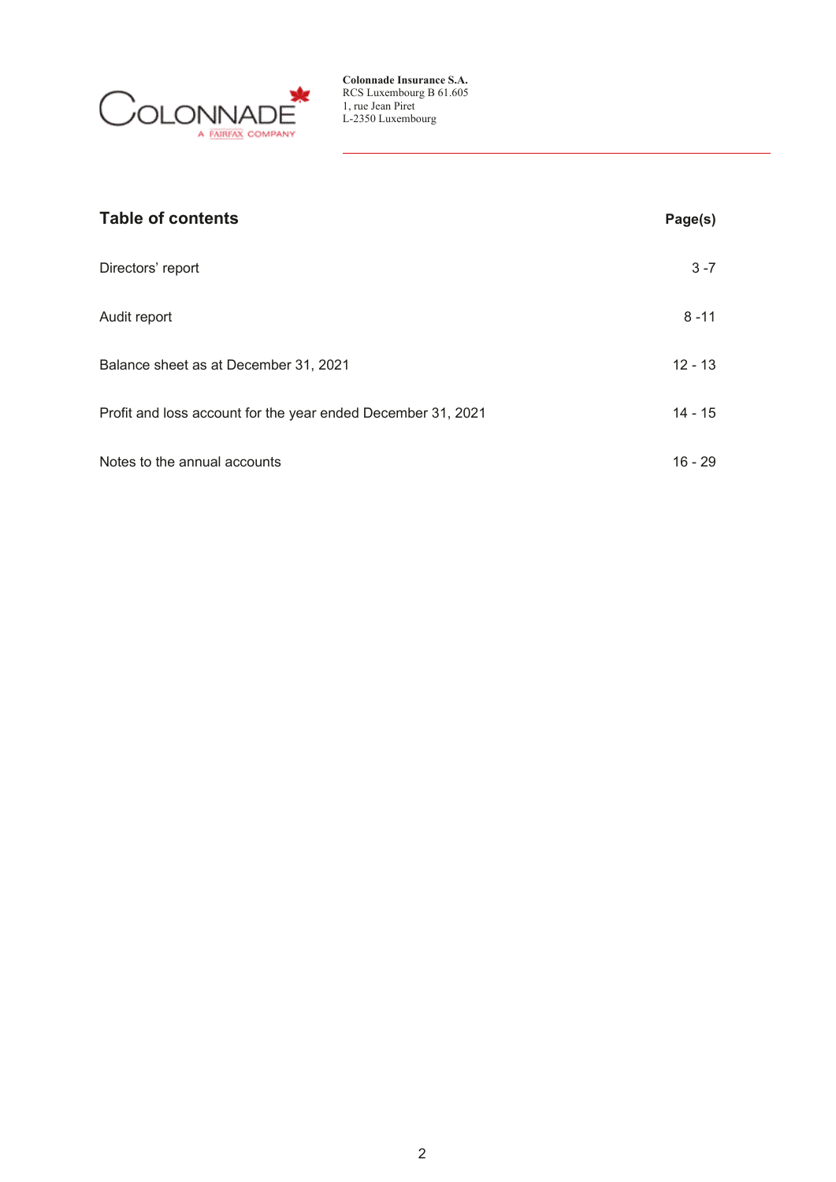Colonnade Insurance S.A.
RCS Luxembourg B 61.605
1, rue Jean Piret
L-2350 Luxembourg

## Table of contents

| | Page(s) |
|---|---|
| Directors' report | 3 -7 |
| Audit report | 8 -11 |
| Balance sheet as at December 31, 2021 | 12 - 13 |
| Profit and loss account for the year ended December 31, 2021 | 14 - 15 |
| Notes to the annual accounts | 16 - 29 |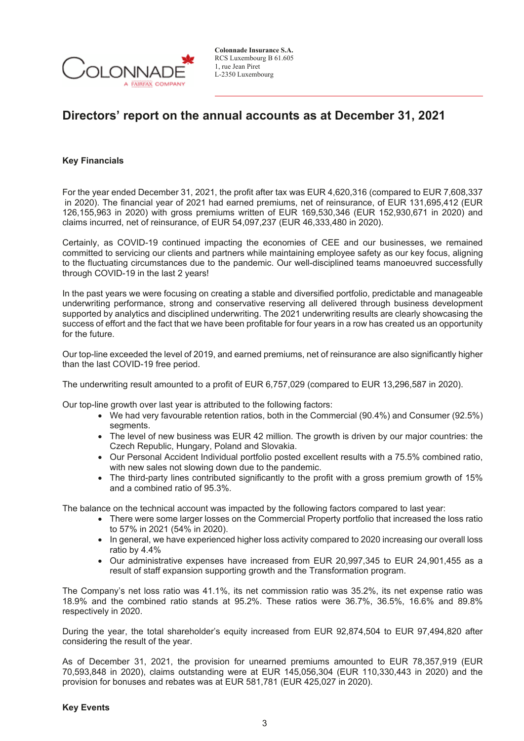Colonnade Insurance S.A.
RCS Luxembourg B 61.605
1, rue Jean Piret
L-2350 Luxembourg

# Directors' report on the annual accounts as at December 31, 2021

## Key Financials

For the year ended December 31, 2021, the profit after tax was EUR 4,620,316 (compared to EUR 7,608,337 in 2020). The financial year of 2021 had earned premiums, net of reinsurance, of EUR 131,695,412 (EUR 126,155,963 in 2020) with gross premiums written of EUR 169,530,346 (EUR 152,930,671 in 2020) and claims incurred, net of reinsurance, of EUR 54,097,237 (EUR 46,333,480 in 2020).

Certainly, as COVID-19 continued impacting the economies of CEE and our businesses, we remained committed to servicing our clients and partners while maintaining employee safety as our key focus, aligning to the fluctuating circumstances due to the pandemic. Our well-disciplined teams manoeuvred successfully through COVID-19 in the last 2 years!

In the past years we were focusing on creating a stable and diversified portfolio, predictable and manageable underwriting performance, strong and conservative reserving all delivered through business development supported by analytics and disciplined underwriting. The 2021 underwriting results are clearly showcasing the success of effort and the fact that we have been profitable for four years in a row has created us an opportunity for the future.

Our top-line exceeded the level of 2019, and earned premiums, net of reinsurance are also significantly higher than the last COVID-19 free period.

The underwriting result amounted to a profit of EUR 6,757,029 (compared to EUR 13,296,587 in 2020).

Our top-line growth over last year is attributed to the following factors:

- We had very favourable retention ratios, both in the Commercial (90.4%) and Consumer (92.5%) segments.
- The level of new business was EUR 42 million. The growth is driven by our major countries: the Czech Republic, Hungary, Poland and Slovakia.
- Our Personal Accident Individual portfolio posted excellent results with a 75.5% combined ratio, with new sales not slowing down due to the pandemic.
- The third-party lines contributed significantly to the profit with a gross premium growth of 15% and a combined ratio of 95.3%.

The balance on the technical account was impacted by the following factors compared to last year:

- There were some larger losses on the Commercial Property portfolio that increased the loss ratio to 57% in 2021 (54% in 2020).
- In general, we have experienced higher loss activity compared to 2020 increasing our overall loss ratio by 4.4%
- Our administrative expenses have increased from EUR 20,997,345 to EUR 24,901,455 as a result of staff expansion supporting growth and the Transformation program.

The Company's net loss ratio was 41.1%, its net commission ratio was 35.2%, its net expense ratio was 18.9% and the combined ratio stands at 95.2%. These ratios were 36.7%, 36.5%, 16.6% and 89.8% respectively in 2020.

During the year, the total shareholder's equity increased from EUR 92,874,504 to EUR 97,494,820 after considering the result of the year.

As of December 31, 2021, the provision for unearned premiums amounted to EUR 78,357,919 (EUR 70,593,848 in 2020), claims outstanding were at EUR 145,056,304 (EUR 110,330,443 in 2020) and the provision for bonuses and rebates was at EUR 581,781 (EUR 425,027 in 2020).

## Key Events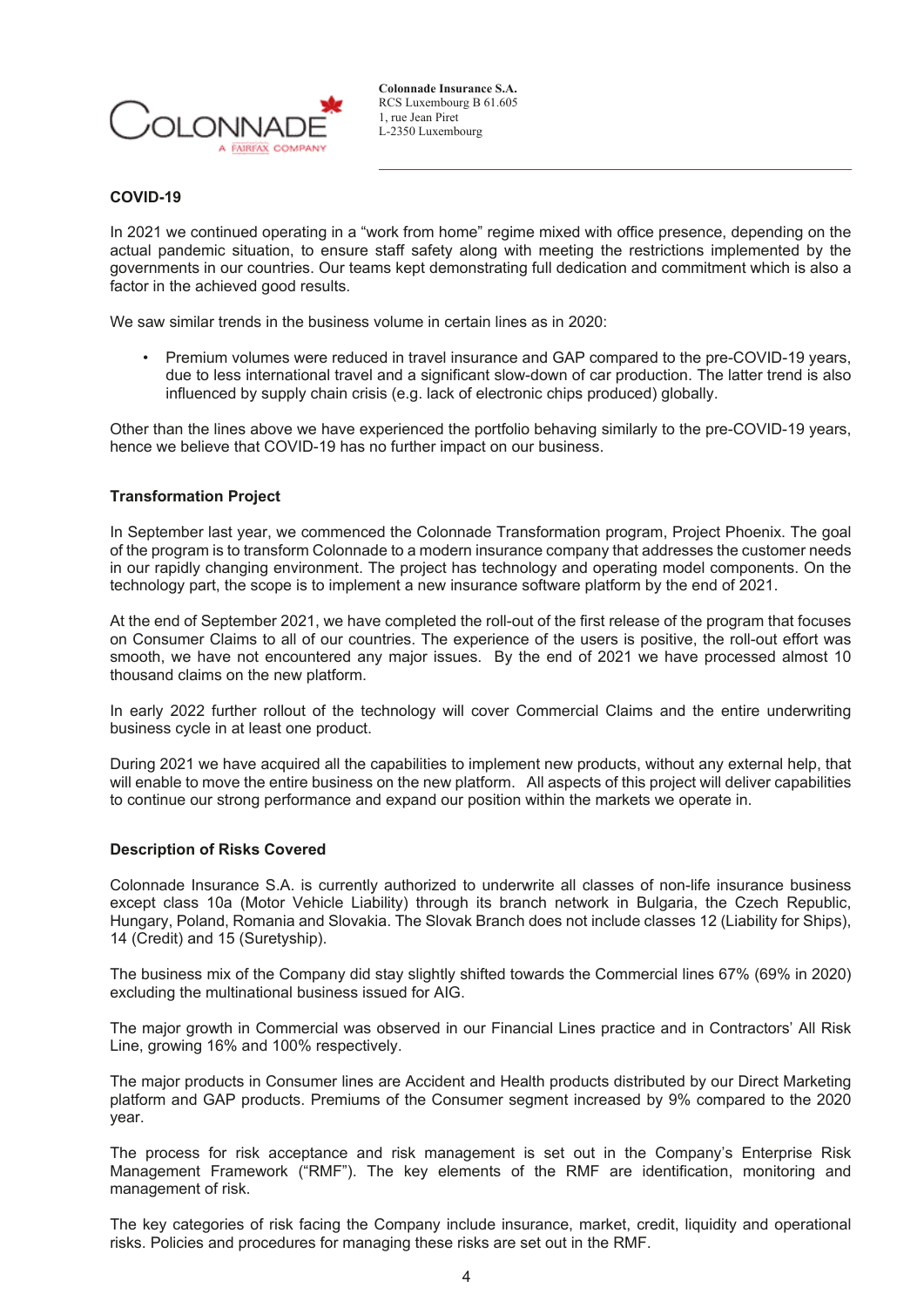## COVID-19

In 2021 we continued operating in a "work from home" regime mixed with office presence, depending on the actual pandemic situation, to ensure staff safety along with meeting the restrictions implemented by the governments in our countries. Our teams kept demonstrating full dedication and commitment which is also a factor in the achieved good results.

We saw similar trends in the business volume in certain lines as in 2020:

- Premium volumes were reduced in travel insurance and GAP compared to the pre-COVID-19 years, due to less international travel and a significant slow-down of car production. The latter trend is also influenced by supply chain crisis (e.g. lack of electronic chips produced) globally.

Other than the lines above we have experienced the portfolio behaving similarly to the pre-COVID-19 years, hence we believe that COVID-19 has no further impact on our business.

## Transformation Project

In September last year, we commenced the Colonnade Transformation program, Project Phoenix. The goal of the program is to transform Colonnade to a modern insurance company that addresses the customer needs in our rapidly changing environment. The project has technology and operating model components. On the technology part, the scope is to implement a new insurance software platform by the end of 2021.

At the end of September 2021, we have completed the roll-out of the first release of the program that focuses on Consumer Claims to all of our countries. The experience of the users is positive, the roll-out effort was smooth, we have not encountered any major issues. By the end of 2021 we have processed almost 10 thousand claims on the new platform.

In early 2022 further rollout of the technology will cover Commercial Claims and the entire underwriting business cycle in at least one product.

During 2021 we have acquired all the capabilities to implement new products, without any external help, that will enable to move the entire business on the new platform. All aspects of this project will deliver capabilities to continue our strong performance and expand our position within the markets we operate in.

## Description of Risks Covered

Colonnade Insurance S.A. is currently authorized to underwrite all classes of non-life insurance business except class 10a (Motor Vehicle Liability) through its branch network in Bulgaria, the Czech Republic, Hungary, Poland, Romania and Slovakia. The Slovak Branch does not include classes 12 (Liability for Ships), 14 (Credit) and 15 (Suretyship).

The business mix of the Company did stay slightly shifted towards the Commercial lines 67% (69% in 2020) excluding the multinational business issued for AIG.

The major growth in Commercial was observed in our Financial Lines practice and in Contractors' All Risk Line, growing 16% and 100% respectively.

The major products in Consumer lines are Accident and Health products distributed by our Direct Marketing platform and GAP products. Premiums of the Consumer segment increased by 9% compared to the 2020 year.

The process for risk acceptance and risk management is set out in the Company's Enterprise Risk Management Framework ("RMF"). The key elements of the RMF are identification, monitoring and management of risk.

The key categories of risk facing the Company include insurance, market, credit, liquidity and operational risks. Policies and procedures for managing these risks are set out in the RMF.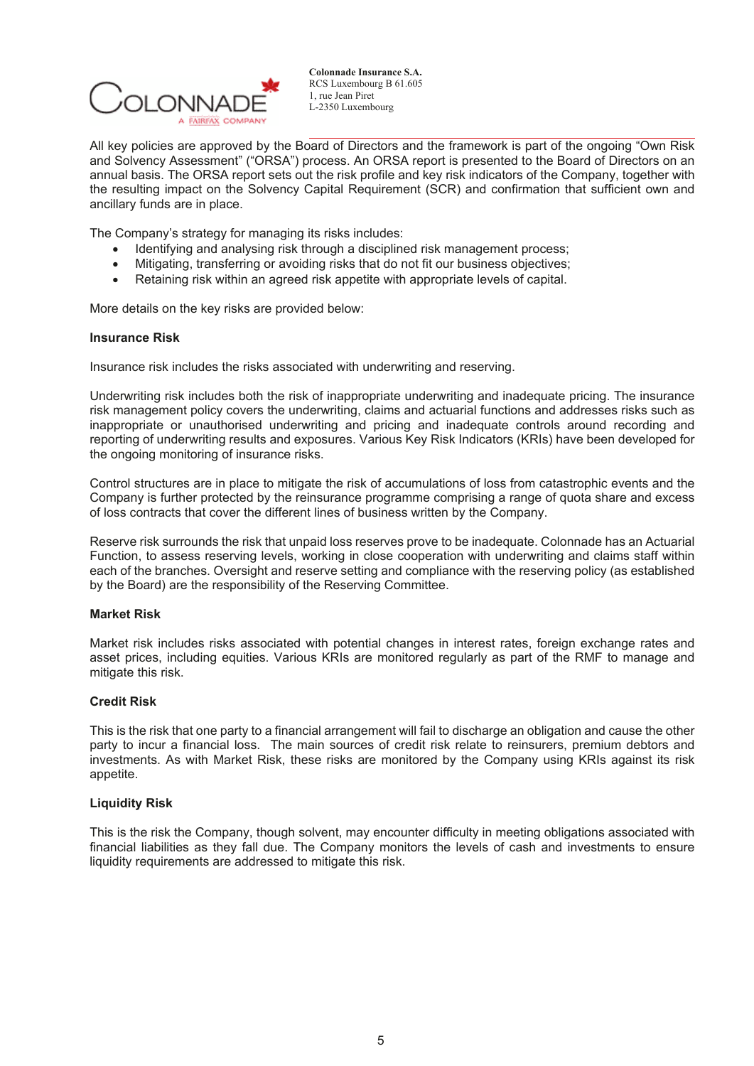All key policies are approved by the Board of Directors and the framework is part of the ongoing "Own Risk and Solvency Assessment" ("ORSA") process. An ORSA report is presented to the Board of Directors on an annual basis. The ORSA report sets out the risk profile and key risk indicators of the Company, together with the resulting impact on the Solvency Capital Requirement (SCR) and confirmation that sufficient own and ancillary funds are in place.

The Company's strategy for managing its risks includes:

- Identifying and analysing risk through a disciplined risk management process;
- Mitigating, transferring or avoiding risks that do not fit our business objectives;
- Retaining risk within an agreed risk appetite with appropriate levels of capital.

More details on the key risks are provided below:

**Insurance Risk**

Insurance risk includes the risks associated with underwriting and reserving.

Underwriting risk includes both the risk of inappropriate underwriting and inadequate pricing. The insurance risk management policy covers the underwriting, claims and actuarial functions and addresses risks such as inappropriate or unauthorised underwriting and pricing and inadequate controls around recording and reporting of underwriting results and exposures. Various Key Risk Indicators (KRIs) have been developed for the ongoing monitoring of insurance risks.

Control structures are in place to mitigate the risk of accumulations of loss from catastrophic events and the Company is further protected by the reinsurance programme comprising a range of quota share and excess of loss contracts that cover the different lines of business written by the Company.

Reserve risk surrounds the risk that unpaid loss reserves prove to be inadequate. Colonnade has an Actuarial Function, to assess reserving levels, working in close cooperation with underwriting and claims staff within each of the branches. Oversight and reserve setting and compliance with the reserving policy (as established by the Board) are the responsibility of the Reserving Committee.

**Market Risk**

Market risk includes risks associated with potential changes in interest rates, foreign exchange rates and asset prices, including equities. Various KRIs are monitored regularly as part of the RMF to manage and mitigate this risk.

**Credit Risk**

This is the risk that one party to a financial arrangement will fail to discharge an obligation and cause the other party to incur a financial loss. The main sources of credit risk relate to reinsurers, premium debtors and investments. As with Market Risk, these risks are monitored by the Company using KRIs against its risk appetite.

**Liquidity Risk**

This is the risk the Company, though solvent, may encounter difficulty in meeting obligations associated with financial liabilities as they fall due. The Company monitors the levels of cash and investments to ensure liquidity requirements are addressed to mitigate this risk.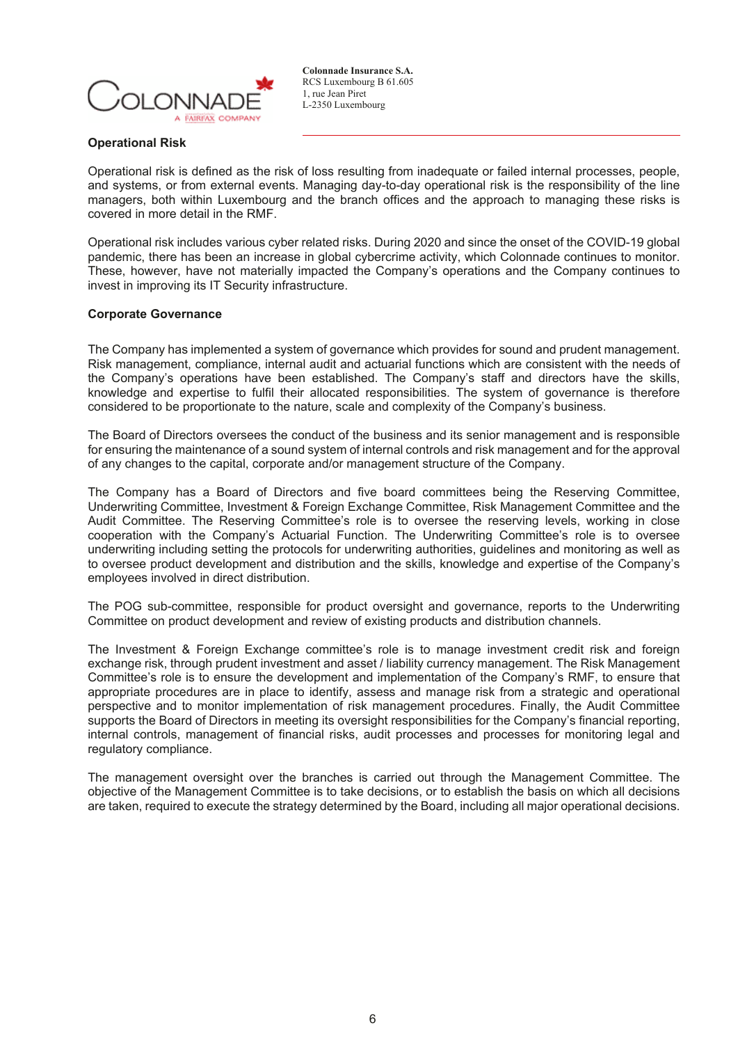## Operational Risk

Operational risk is defined as the risk of loss resulting from inadequate or failed internal processes, people, and systems, or from external events. Managing day-to-day operational risk is the responsibility of the line managers, both within Luxembourg and the branch offices and the approach to managing these risks is covered in more detail in the RMF.

Operational risk includes various cyber related risks. During 2020 and since the onset of the COVID-19 global pandemic, there has been an increase in global cybercrime activity, which Colonnade continues to monitor. These, however, have not materially impacted the Company's operations and the Company continues to invest in improving its IT Security infrastructure.

## Corporate Governance

The Company has implemented a system of governance which provides for sound and prudent management. Risk management, compliance, internal audit and actuarial functions which are consistent with the needs of the Company's operations have been established. The Company's staff and directors have the skills, knowledge and expertise to fulfil their allocated responsibilities. The system of governance is therefore considered to be proportionate to the nature, scale and complexity of the Company's business.

The Board of Directors oversees the conduct of the business and its senior management and is responsible for ensuring the maintenance of a sound system of internal controls and risk management and for the approval of any changes to the capital, corporate and/or management structure of the Company.

The Company has a Board of Directors and five board committees being the Reserving Committee, Underwriting Committee, Investment & Foreign Exchange Committee, Risk Management Committee and the Audit Committee. The Reserving Committee's role is to oversee the reserving levels, working in close cooperation with the Company's Actuarial Function. The Underwriting Committee's role is to oversee underwriting including setting the protocols for underwriting authorities, guidelines and monitoring as well as to oversee product development and distribution and the skills, knowledge and expertise of the Company's employees involved in direct distribution.

The POG sub-committee, responsible for product oversight and governance, reports to the Underwriting Committee on product development and review of existing products and distribution channels.

The Investment & Foreign Exchange committee's role is to manage investment credit risk and foreign exchange risk, through prudent investment and asset / liability currency management. The Risk Management Committee's role is to ensure the development and implementation of the Company's RMF, to ensure that appropriate procedures are in place to identify, assess and manage risk from a strategic and operational perspective and to monitor implementation of risk management procedures. Finally, the Audit Committee supports the Board of Directors in meeting its oversight responsibilities for the Company's financial reporting, internal controls, management of financial risks, audit processes and processes for monitoring legal and regulatory compliance.

The management oversight over the branches is carried out through the Management Committee. The objective of the Management Committee is to take decisions, or to establish the basis on which all decisions are taken, required to execute the strategy determined by the Board, including all major operational decisions.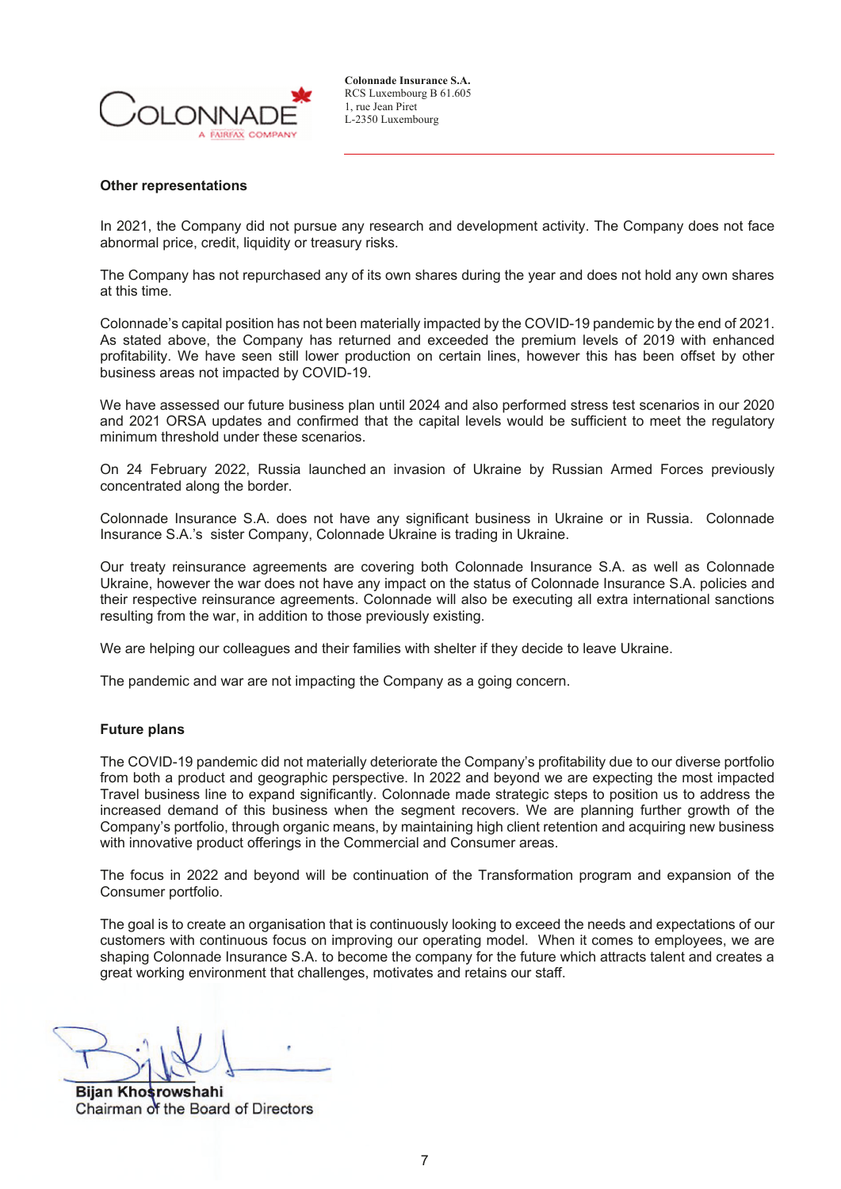## Other representations

In 2021, the Company did not pursue any research and development activity. The Company does not face abnormal price, credit, liquidity or treasury risks.

The Company has not repurchased any of its own shares during the year and does not hold any own shares at this time.

Colonnade's capital position has not been materially impacted by the COVID-19 pandemic by the end of 2021. As stated above, the Company has returned and exceeded the premium levels of 2019 with enhanced profitability. We have seen still lower production on certain lines, however this has been offset by other business areas not impacted by COVID-19.

We have assessed our future business plan until 2024 and also performed stress test scenarios in our 2020 and 2021 ORSA updates and confirmed that the capital levels would be sufficient to meet the regulatory minimum threshold under these scenarios.

On 24 February 2022, Russia launched an invasion of Ukraine by Russian Armed Forces previously concentrated along the border.

Colonnade Insurance S.A. does not have any significant business in Ukraine or in Russia. Colonnade Insurance S.A.'s sister Company, Colonnade Ukraine is trading in Ukraine.

Our treaty reinsurance agreements are covering both Colonnade Insurance S.A. as well as Colonnade Ukraine, however the war does not have any impact on the status of Colonnade Insurance S.A. policies and their respective reinsurance agreements. Colonnade will also be executing all extra international sanctions resulting from the war, in addition to those previously existing.

We are helping our colleagues and their families with shelter if they decide to leave Ukraine.

The pandemic and war are not impacting the Company as a going concern.

## Future plans

The COVID-19 pandemic did not materially deteriorate the Company's profitability due to our diverse portfolio from both a product and geographic perspective. In 2022 and beyond we are expecting the most impacted Travel business line to expand significantly. Colonnade made strategic steps to position us to address the increased demand of this business when the segment recovers. We are planning further growth of the Company's portfolio, through organic means, by maintaining high client retention and acquiring new business with innovative product offerings in the Commercial and Consumer areas.

The focus in 2022 and beyond will be continuation of the Transformation program and expansion of the Consumer portfolio.

The goal is to create an organisation that is continuously looking to exceed the needs and expectations of our customers with continuous focus on improving our operating model. When it comes to employees, we are shaping Colonnade Insurance S.A. to become the company for the future which attracts talent and creates a great working environment that challenges, motivates and retains our staff.

**Bijan Khosrowshahi**
Chairman of the Board of Directors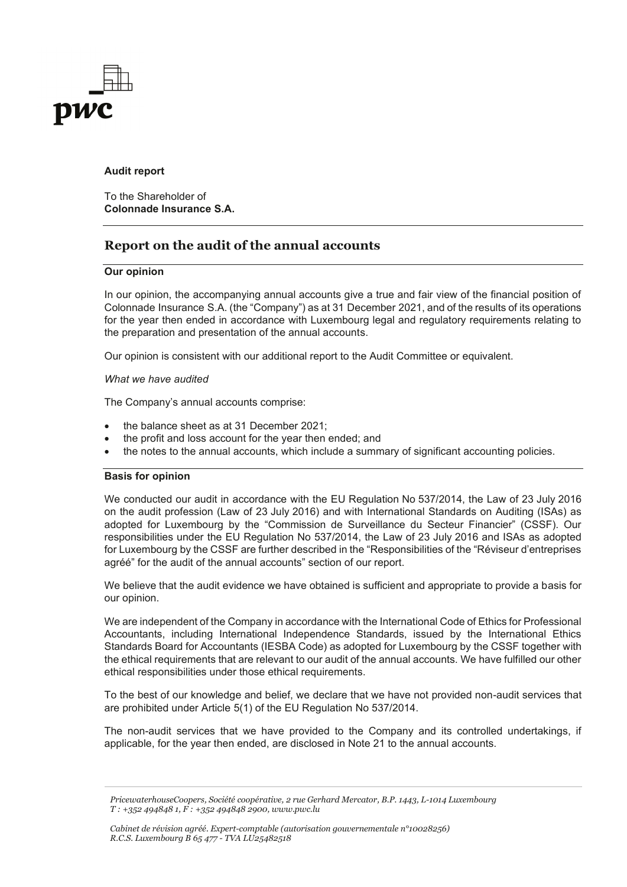**Audit report**

To the Shareholder of
**Colonnade Insurance S.A.**

## Report on the audit of the annual accounts

### Our opinion

In our opinion, the accompanying annual accounts give a true and fair view of the financial position of Colonnade Insurance S.A. (the "Company") as at 31 December 2021, and of the results of its operations for the year then ended in accordance with Luxembourg legal and regulatory requirements relating to the preparation and presentation of the annual accounts.

Our opinion is consistent with our additional report to the Audit Committee or equivalent.

*What we have audited*

The Company's annual accounts comprise:

- the balance sheet as at 31 December 2021;
- the profit and loss account for the year then ended; and
- the notes to the annual accounts, which include a summary of significant accounting policies.

### Basis for opinion

We conducted our audit in accordance with the EU Regulation No 537/2014, the Law of 23 July 2016 on the audit profession (Law of 23 July 2016) and with International Standards on Auditing (ISAs) as adopted for Luxembourg by the "Commission de Surveillance du Secteur Financier" (CSSF). Our responsibilities under the EU Regulation No 537/2014, the Law of 23 July 2016 and ISAs as adopted for Luxembourg by the CSSF are further described in the "Responsibilities of the "Réviseur d'entreprises agréé" for the audit of the annual accounts" section of our report.

We believe that the audit evidence we have obtained is sufficient and appropriate to provide a basis for our opinion.

We are independent of the Company in accordance with the International Code of Ethics for Professional Accountants, including International Independence Standards, issued by the International Ethics Standards Board for Accountants (IESBA Code) as adopted for Luxembourg by the CSSF together with the ethical requirements that are relevant to our audit of the annual accounts. We have fulfilled our other ethical responsibilities under those ethical requirements.

To the best of our knowledge and belief, we declare that we have not provided non-audit services that are prohibited under Article 5(1) of the EU Regulation No 537/2014.

The non-audit services that we have provided to the Company and its controlled undertakings, if applicable, for the year then ended, are disclosed in Note 21 to the annual accounts.

*PricewaterhouseCoopers, Société coopérative, 2 rue Gerhard Mercator, B.P. 1443, L-1014 Luxembourg*
*T : +352 494848 1, F : +352 494848 2900, www.pwc.lu*

*Cabinet de révision agréé. Expert-comptable (autorisation gouvernementale n°10028256)*
*R.C.S. Luxembourg B 65 477 - TVA LU25482518*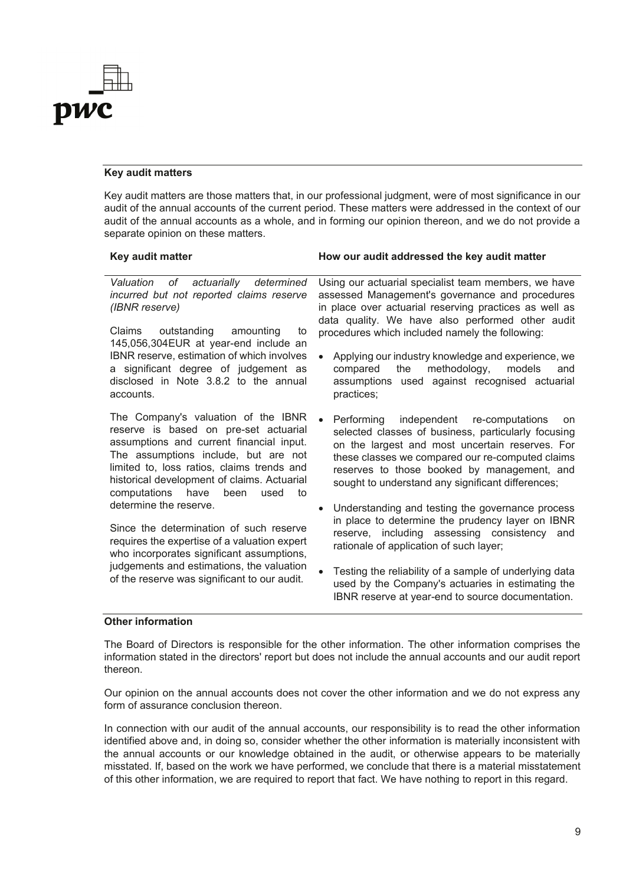**Key audit matters**

Key audit matters are those matters that, in our professional judgment, were of most significance in our audit of the annual accounts of the current period. These matters were addressed in the context of our audit of the annual accounts as a whole, and in forming our opinion thereon, and we do not provide a separate opinion on these matters.

| Key audit matter | How our audit addressed the key audit matter |
|---|---|
| *Valuation of actuarially determined incurred but not reported claims reserve (IBNR reserve)*<br><br>Claims outstanding amounting to 145,056,304EUR at year-end include an IBNR reserve, estimation of which involves a significant degree of judgement as disclosed in Note 3.8.2 to the annual accounts.<br><br>The Company's valuation of the IBNR reserve is based on pre-set actuarial assumptions and current financial input. The assumptions include, but are not limited to, loss ratios, claims trends and historical development of claims. Actuarial computations have been used to determine the reserve.<br><br>Since the determination of such reserve requires the expertise of a valuation expert who incorporates significant assumptions, judgements and estimations, the valuation of the reserve was significant to our audit. | Using our actuarial specialist team members, we have assessed Management's governance and procedures in place over actuarial reserving practices as well as data quality. We have also performed other audit procedures which included namely the following:<br><br>• Applying our industry knowledge and experience, we compared the methodology, models and assumptions used against recognised actuarial practices;<br><br>• Performing independent re-computations on selected classes of business, particularly focusing on the largest and most uncertain reserves. For these classes we compared our re-computed claims reserves to those booked by management, and sought to understand any significant differences;<br><br>• Understanding and testing the governance process in place to determine the prudency layer on IBNR reserve, including assessing consistency and rationale of application of such layer;<br><br>• Testing the reliability of a sample of underlying data used by the Company's actuaries in estimating the IBNR reserve at year-end to source documentation. |

**Other information**

The Board of Directors is responsible for the other information. The other information comprises the information stated in the directors' report but does not include the annual accounts and our audit report thereon.

Our opinion on the annual accounts does not cover the other information and we do not express any form of assurance conclusion thereon.

In connection with our audit of the annual accounts, our responsibility is to read the other information identified above and, in doing so, consider whether the other information is materially inconsistent with the annual accounts or our knowledge obtained in the audit, or otherwise appears to be materially misstated. If, based on the work we have performed, we conclude that there is a material misstatement of this other information, we are required to report that fact. We have nothing to report in this regard.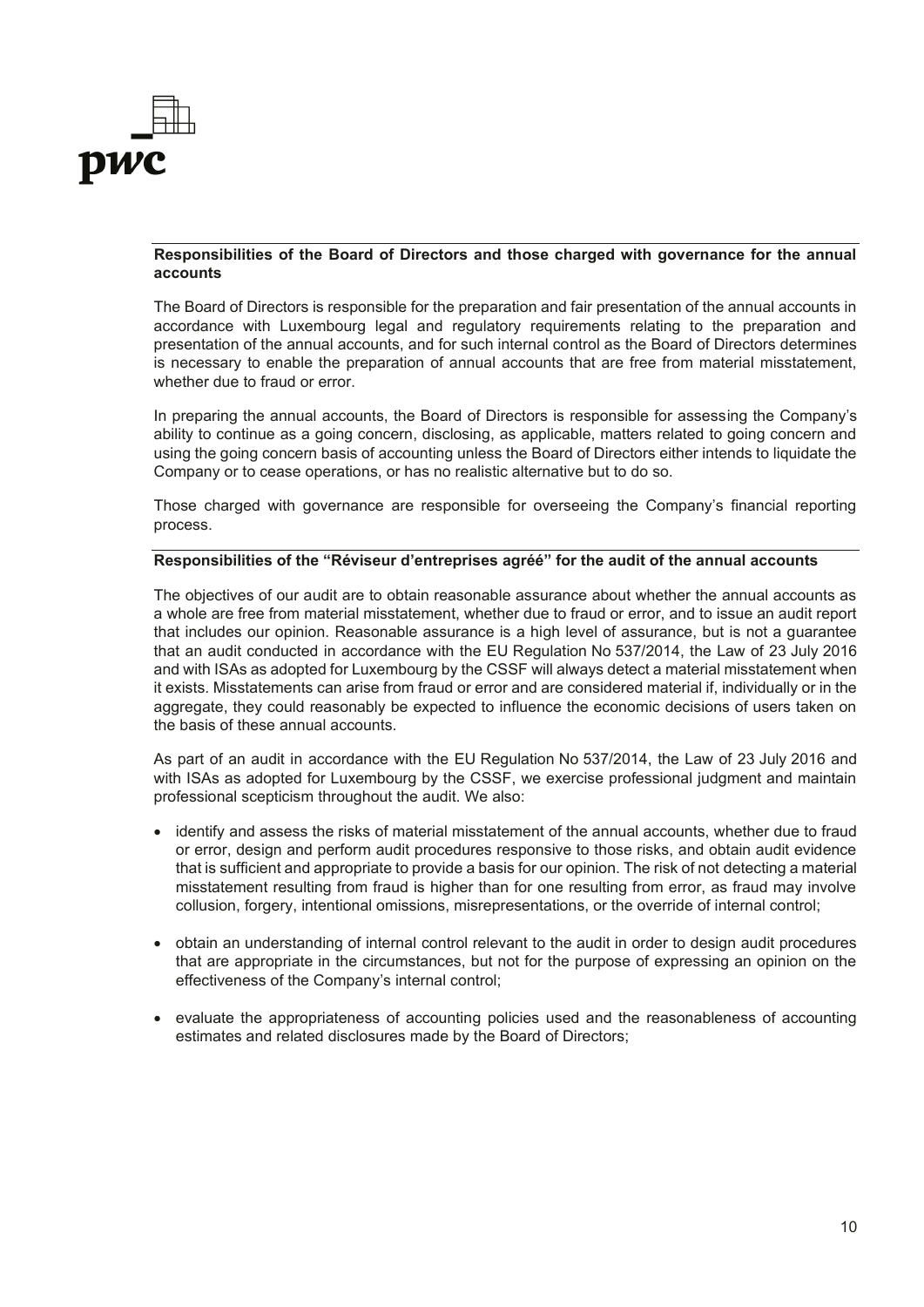**Responsibilities of the Board of Directors and those charged with governance for the annual accounts**

The Board of Directors is responsible for the preparation and fair presentation of the annual accounts in accordance with Luxembourg legal and regulatory requirements relating to the preparation and presentation of the annual accounts, and for such internal control as the Board of Directors determines is necessary to enable the preparation of annual accounts that are free from material misstatement, whether due to fraud or error.

In preparing the annual accounts, the Board of Directors is responsible for assessing the Company's ability to continue as a going concern, disclosing, as applicable, matters related to going concern and using the going concern basis of accounting unless the Board of Directors either intends to liquidate the Company or to cease operations, or has no realistic alternative but to do so.

Those charged with governance are responsible for overseeing the Company's financial reporting process.

**Responsibilities of the "Réviseur d'entreprises agréé" for the audit of the annual accounts**

The objectives of our audit are to obtain reasonable assurance about whether the annual accounts as a whole are free from material misstatement, whether due to fraud or error, and to issue an audit report that includes our opinion. Reasonable assurance is a high level of assurance, but is not a guarantee that an audit conducted in accordance with the EU Regulation No 537/2014, the Law of 23 July 2016 and with ISAs as adopted for Luxembourg by the CSSF will always detect a material misstatement when it exists. Misstatements can arise from fraud or error and are considered material if, individually or in the aggregate, they could reasonably be expected to influence the economic decisions of users taken on the basis of these annual accounts.

As part of an audit in accordance with the EU Regulation No 537/2014, the Law of 23 July 2016 and with ISAs as adopted for Luxembourg by the CSSF, we exercise professional judgment and maintain professional scepticism throughout the audit. We also:

- identify and assess the risks of material misstatement of the annual accounts, whether due to fraud or error, design and perform audit procedures responsive to those risks, and obtain audit evidence that is sufficient and appropriate to provide a basis for our opinion. The risk of not detecting a material misstatement resulting from fraud is higher than for one resulting from error, as fraud may involve collusion, forgery, intentional omissions, misrepresentations, or the override of internal control;

- obtain an understanding of internal control relevant to the audit in order to design audit procedures that are appropriate in the circumstances, but not for the purpose of expressing an opinion on the effectiveness of the Company's internal control;

- evaluate the appropriateness of accounting policies used and the reasonableness of accounting estimates and related disclosures made by the Board of Directors;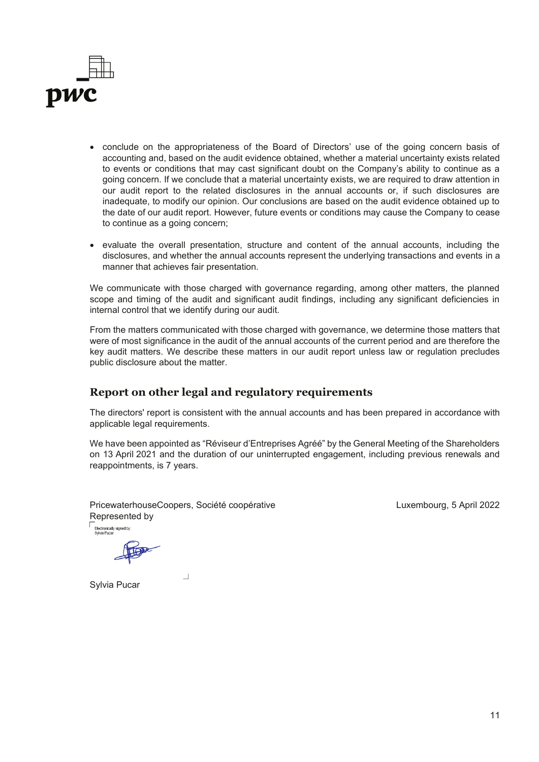- conclude on the appropriateness of the Board of Directors' use of the going concern basis of accounting and, based on the audit evidence obtained, whether a material uncertainty exists related to events or conditions that may cast significant doubt on the Company's ability to continue as a going concern. If we conclude that a material uncertainty exists, we are required to draw attention in our audit report to the related disclosures in the annual accounts or, if such disclosures are inadequate, to modify our opinion. Our conclusions are based on the audit evidence obtained up to the date of our audit report. However, future events or conditions may cause the Company to cease to continue as a going concern;

- evaluate the overall presentation, structure and content of the annual accounts, including the disclosures, and whether the annual accounts represent the underlying transactions and events in a manner that achieves fair presentation.

We communicate with those charged with governance regarding, among other matters, the planned scope and timing of the audit and significant audit findings, including any significant deficiencies in internal control that we identify during our audit.

From the matters communicated with those charged with governance, we determine those matters that were of most significance in the audit of the annual accounts of the current period and are therefore the key audit matters. We describe these matters in our audit report unless law or regulation precludes public disclosure about the matter.

## Report on other legal and regulatory requirements

The directors' report is consistent with the annual accounts and has been prepared in accordance with applicable legal requirements.

We have been appointed as "Réviseur d'Entreprises Agréé" by the General Meeting of the Shareholders on 13 April 2021 and the duration of our uninterrupted engagement, including previous renewals and reappointments, is 7 years.

PricewaterhouseCoopers, Société coopérative
Represented by

Luxembourg, 5 April 2022

Electronically signed by:
Sylvia Pucar

Sylvia Pucar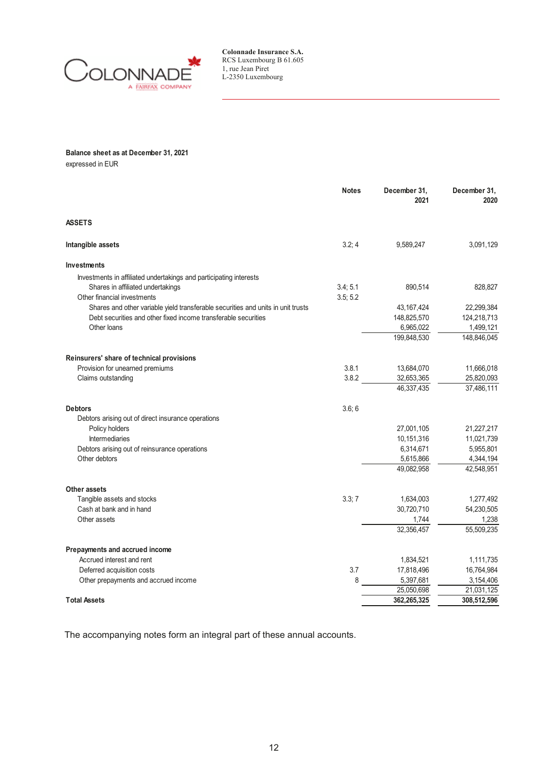Colonnade Insurance S.A.
RCS Luxembourg B 61.605
1, rue Jean Piret
L-2350 Luxembourg

**Balance sheet as at December 31, 2021**
expressed in EUR

| | Notes | December 31, 2021 | December 31, 2020 |
|---|---|---|---|
| **ASSETS** | | | |
| **Intangible assets** | 3.2; 4 | 9,589,247 | 3,091,129 |
| **Investments** | | | |
| Investments in affiliated undertakings and participating interests | | | |
| Shares in affiliated undertakings | 3.4; 5.1 | 890,514 | 828,827 |
| Other financial investments | 3.5; 5.2 | | |
| Shares and other variable yield transferable securities and units in unit trusts | | 43,167,424 | 22,299,384 |
| Debt securities and other fixed income transferable securities | | 148,825,570 | 124,218,713 |
| Other loans | | 6,965,022 | 1,499,121 |
| | | 199,848,530 | 148,846,045 |
| **Reinsurers' share of technical provisions** | | | |
| Provision for unearned premiums | 3.8.1 | 13,684,070 | 11,666,018 |
| Claims outstanding | 3.8.2 | 32,653,365 | 25,820,093 |
| | | 46,337,435 | 37,486,111 |
| **Debtors** | 3.6; 6 | | |
| Debtors arising out of direct insurance operations | | | |
| Policy holders | | 27,001,105 | 21,227,217 |
| Intermediaries | | 10,151,316 | 11,021,739 |
| Debtors arising out of reinsurance operations | | 6,314,671 | 5,955,801 |
| Other debtors | | 5,615,866 | 4,344,194 |
| | | 49,082,958 | 42,548,951 |
| **Other assets** | | | |
| Tangible assets and stocks | 3.3; 7 | 1,634,003 | 1,277,492 |
| Cash at bank and in hand | | 30,720,710 | 54,230,505 |
| Other assets | | 1,744 | 1,238 |
| | | 32,356,457 | 55,509,235 |
| **Prepayments and accrued income** | | | |
| Accrued interest and rent | | 1,834,521 | 1,111,735 |
| Deferred acquisition costs | 3.7 | 17,818,496 | 16,764,984 |
| Other prepayments and accrued income | 8 | 5,397,681 | 3,154,406 |
| | | 25,050,698 | 21,031,125 |
| **Total Assets** | | **362,265,325** | **308,512,596** |

The accompanying notes form an integral part of these annual accounts.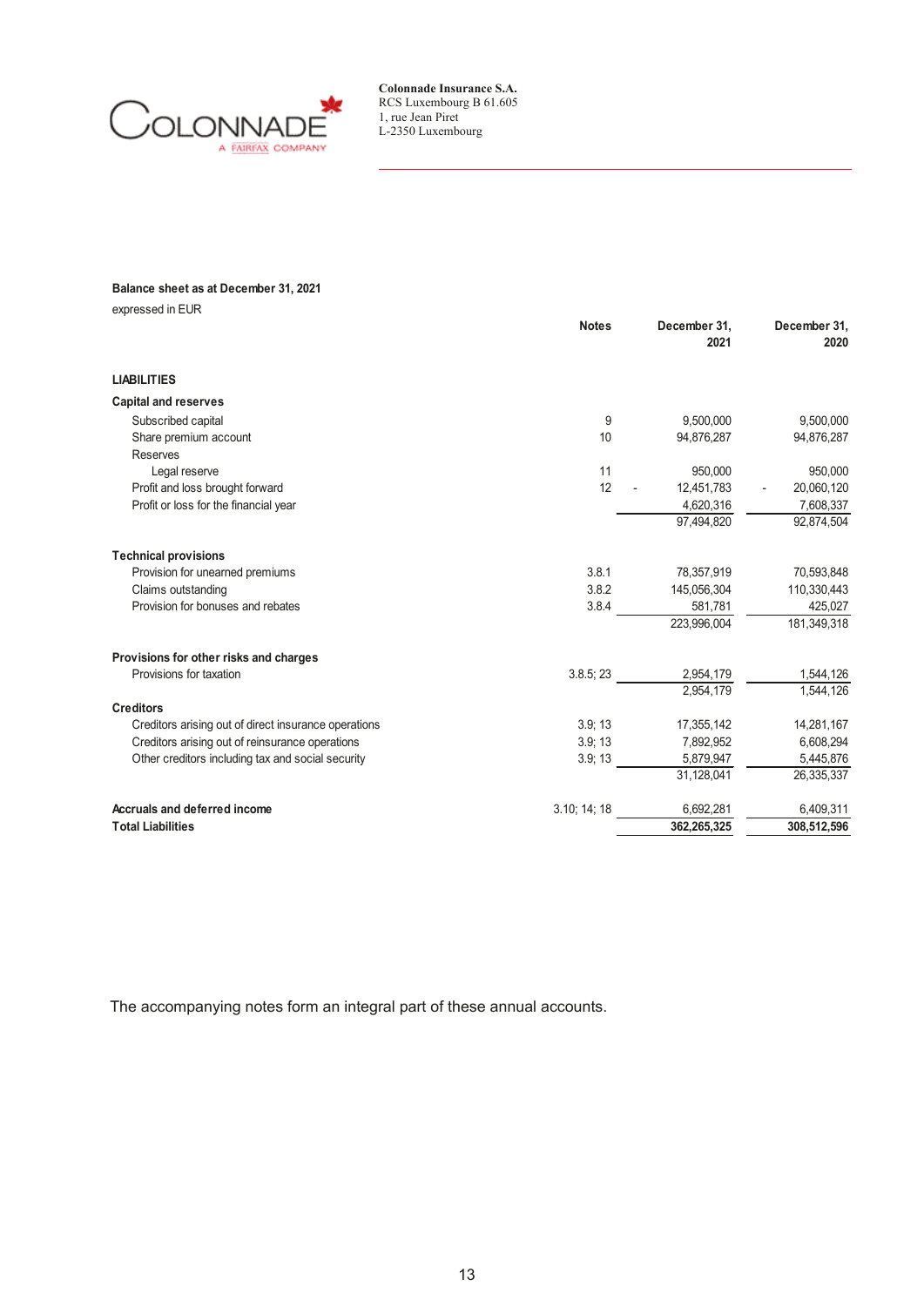Colonnade Insurance S.A.
RCS Luxembourg B 61.605
1, rue Jean Piret
L-2350 Luxembourg

**Balance sheet as at December 31, 2021**

expressed in EUR

| | Notes | December 31, 2021 | December 31, 2020 |
|---|---|---|---|
| **LIABILITIES** | | | |
| **Capital and reserves** | | | |
| Subscribed capital | 9 | 9,500,000 | 9,500,000 |
| Share premium account | 10 | 94,876,287 | 94,876,287 |
| Reserves | | | |
| Legal reserve | 11 | 950,000 | 950,000 |
| Profit and loss brought forward | 12 | - 12,451,783 | - 20,060,120 |
| Profit or loss for the financial year | | 4,620,316 | 7,608,337 |
| | | 97,494,820 | 92,874,504 |
| **Technical provisions** | | | |
| Provision for unearned premiums | 3.8.1 | 78,357,919 | 70,593,848 |
| Claims outstanding | 3.8.2 | 145,056,304 | 110,330,443 |
| Provision for bonuses and rebates | 3.8.4 | 581,781 | 425,027 |
| | | 223,996,004 | 181,349,318 |
| **Provisions for other risks and charges** | | | |
| Provisions for taxation | 3.8.5; 23 | 2,954,179 | 1,544,126 |
| | | 2,954,179 | 1,544,126 |
| **Creditors** | | | |
| Creditors arising out of direct insurance operations | 3.9; 13 | 17,355,142 | 14,281,167 |
| Creditors arising out of reinsurance operations | 3.9; 13 | 7,892,952 | 6,608,294 |
| Other creditors including tax and social security | 3.9; 13 | 5,879,947 | 5,445,876 |
| | | 31,128,041 | 26,335,337 |
| **Accruals and deferred income** | 3.10; 14; 18 | 6,692,281 | 6,409,311 |
| **Total Liabilities** | | **362,265,325** | **308,512,596** |

The accompanying notes form an integral part of these annual accounts.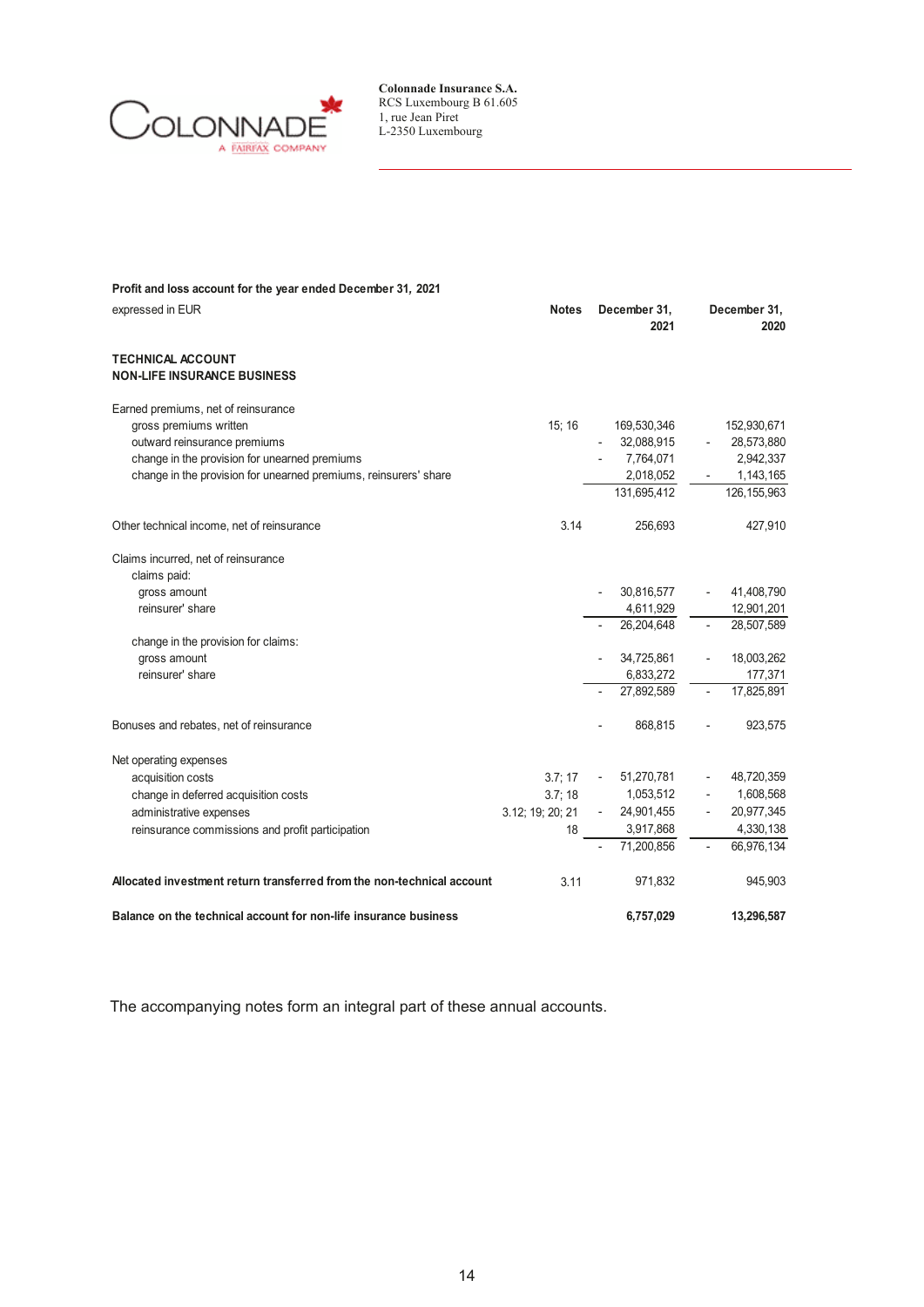Colonnade Insurance S.A.
RCS Luxembourg B 61.605
1, rue Jean Piret
L-2350 Luxembourg

**Profit and loss account for the year ended December 31, 2021**

| expressed in EUR | Notes | December 31, 2021 | December 31, 2020 |
|---|---|---|---|
| **TECHNICAL ACCOUNT** | | | |
| **NON-LIFE INSURANCE BUSINESS** | | | |
| Earned premiums, net of reinsurance | | | |
| gross premiums written | 15; 16 | 169,530,346 | 152,930,671 |
| outward reinsurance premiums | | - 32,088,915 | - 28,573,880 |
| change in the provision for unearned premiums | | - 7,764,071 | 2,942,337 |
| change in the provision for unearned premiums, reinsurers' share | | 2,018,052 | - 1,143,165 |
| | | 131,695,412 | 126,155,963 |
| Other technical income, net of reinsurance | 3.14 | 256,693 | 427,910 |
| Claims incurred, net of reinsurance | | | |
| claims paid: | | | |
| gross amount | | - 30,816,577 | - 41,408,790 |
| reinsurer' share | | 4,611,929 | 12,901,201 |
| | | - 26,204,648 | - 28,507,589 |
| change in the provision for claims: | | | |
| gross amount | | - 34,725,861 | - 18,003,262 |
| reinsurer' share | | 6,833,272 | 177,371 |
| | | - 27,892,589 | - 17,825,891 |
| Bonuses and rebates, net of reinsurance | | - 868,815 | - 923,575 |
| Net operating expenses | | | |
| acquisition costs | 3.7; 17 | - 51,270,781 | - 48,720,359 |
| change in deferred acquisition costs | 3.7; 18 | 1,053,512 | - 1,608,568 |
| administrative expenses | 3.12; 19; 20; 21 | - 24,901,455 | - 20,977,345 |
| reinsurance commissions and profit participation | 18 | 3,917,868 | 4,330,138 |
| | | - 71,200,856 | - 66,976,134 |
| **Allocated investment return transferred from the non-technical account** | 3.11 | 971,832 | 945,903 |
| **Balance on the technical account for non-life insurance business** | | **6,757,029** | **13,296,587** |

The accompanying notes form an integral part of these annual accounts.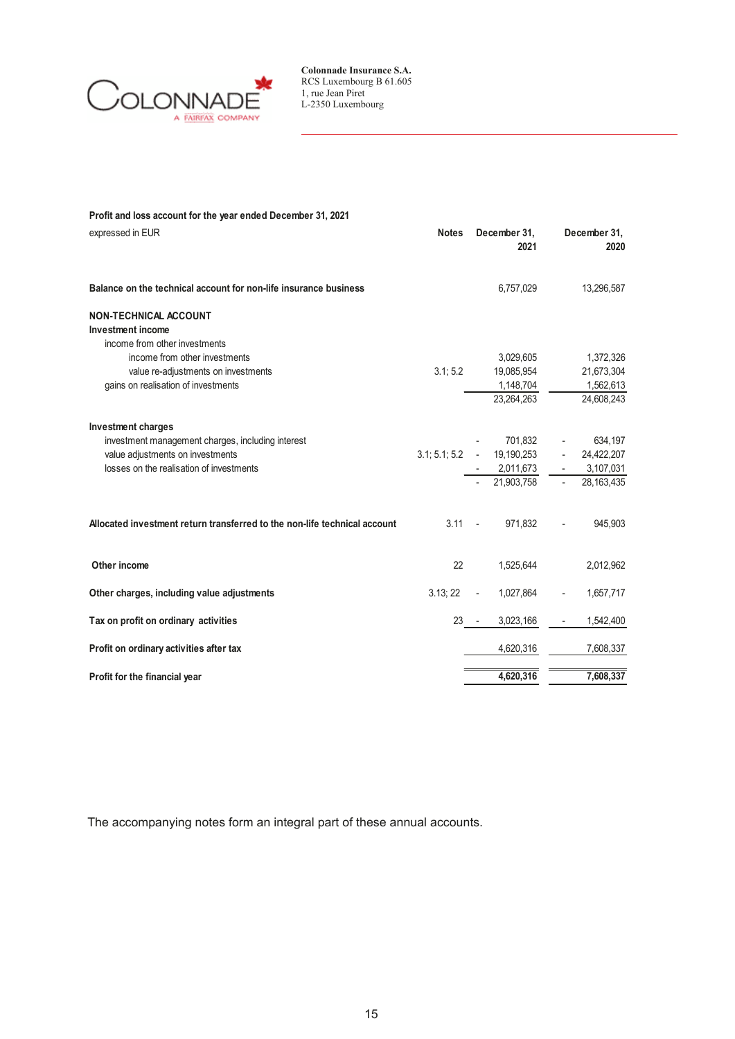Colonnade Insurance S.A.
RCS Luxembourg B 61.605
1, rue Jean Piret
L-2350 Luxembourg

**Profit and loss account for the year ended December 31, 2021**

| expressed in EUR | Notes | December 31, 2021 | December 31, 2020 |
|---|---|---|---|
| **Balance on the technical account for non-life insurance business** | | 6,757,029 | 13,296,587 |
| **NON-TECHNICAL ACCOUNT** | | | |
| **Investment income** | | | |
| income from other investments | | | |
| income from other investments | | 3,029,605 | 1,372,326 |
| value re-adjustments on investments | 3.1; 5.2 | 19,085,954 | 21,673,304 |
| gains on realisation of investments | | 1,148,704 | 1,562,613 |
| | | 23,264,263 | 24,608,243 |
| **Investment charges** | | | |
| investment management charges, including interest | | - 701,832 | - 634,197 |
| value adjustments on investments | 3.1; 5.1; 5.2 | - 19,190,253 | - 24,422,207 |
| losses on the realisation of investments | | - 2,011,673 | - 3,107,031 |
| | | - 21,903,758 | - 28,163,435 |
| **Allocated investment return transferred to the non-life technical account** | 3.11 | - 971,832 | - 945,903 |
| **Other income** | 22 | 1,525,644 | 2,012,962 |
| **Other charges, including value adjustments** | 3.13; 22 | - 1,027,864 | - 1,657,717 |
| **Tax on profit on ordinary activities** | 23 | - 3,023,166 | - 1,542,400 |
| **Profit on ordinary activities after tax** | | 4,620,316 | 7,608,337 |
| **Profit for the financial year** | | **4,620,316** | **7,608,337** |

The accompanying notes form an integral part of these annual accounts.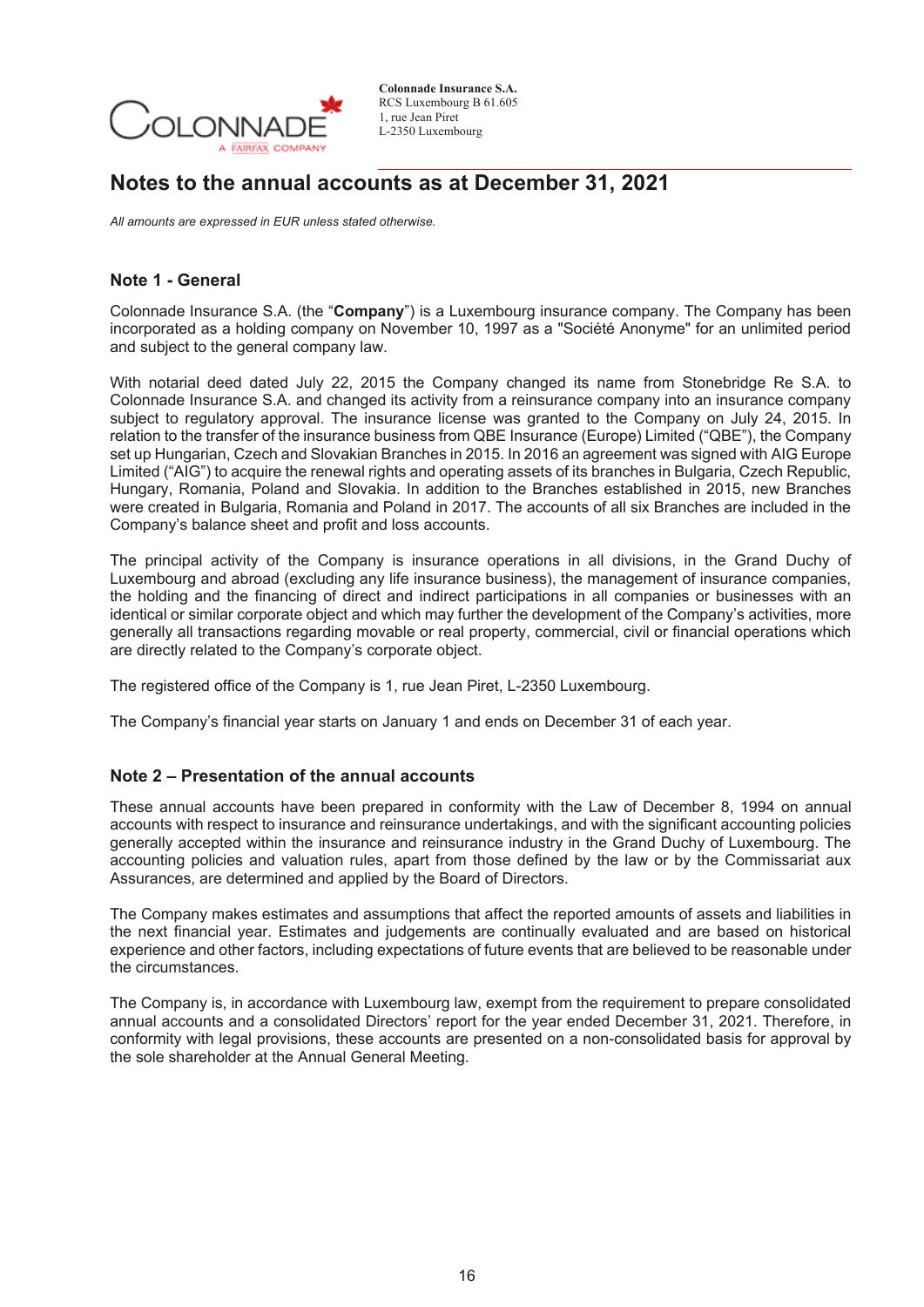# Notes to the annual accounts as at December 31, 2021

*All amounts are expressed in EUR unless stated otherwise.*

## Note 1 - General

Colonnade Insurance S.A. (the "**Company**") is a Luxembourg insurance company. The Company has been incorporated as a holding company on November 10, 1997 as a "Société Anonyme" for an unlimited period and subject to the general company law.

With notarial deed dated July 22, 2015 the Company changed its name from Stonebridge Re S.A. to Colonnade Insurance S.A. and changed its activity from a reinsurance company into an insurance company subject to regulatory approval. The insurance license was granted to the Company on July 24, 2015. In relation to the transfer of the insurance business from QBE Insurance (Europe) Limited ("QBE"), the Company set up Hungarian, Czech and Slovakian Branches in 2015. In 2016 an agreement was signed with AIG Europe Limited ("AIG") to acquire the renewal rights and operating assets of its branches in Bulgaria, Czech Republic, Hungary, Romania, Poland and Slovakia. In addition to the Branches established in 2015, new Branches were created in Bulgaria, Romania and Poland in 2017. The accounts of all six Branches are included in the Company's balance sheet and profit and loss accounts.

The principal activity of the Company is insurance operations in all divisions, in the Grand Duchy of Luxembourg and abroad (excluding any life insurance business), the management of insurance companies, the holding and the financing of direct and indirect participations in all companies or businesses with an identical or similar corporate object and which may further the development of the Company's activities, more generally all transactions regarding movable or real property, commercial, civil or financial operations which are directly related to the Company's corporate object.

The registered office of the Company is 1, rue Jean Piret, L-2350 Luxembourg.

The Company's financial year starts on January 1 and ends on December 31 of each year.

## Note 2 – Presentation of the annual accounts

These annual accounts have been prepared in conformity with the Law of December 8, 1994 on annual accounts with respect to insurance and reinsurance undertakings, and with the significant accounting policies generally accepted within the insurance and reinsurance industry in the Grand Duchy of Luxembourg. The accounting policies and valuation rules, apart from those defined by the law or by the Commissariat aux Assurances, are determined and applied by the Board of Directors.

The Company makes estimates and assumptions that affect the reported amounts of assets and liabilities in the next financial year. Estimates and judgements are continually evaluated and are based on historical experience and other factors, including expectations of future events that are believed to be reasonable under the circumstances.

The Company is, in accordance with Luxembourg law, exempt from the requirement to prepare consolidated annual accounts and a consolidated Directors' report for the year ended December 31, 2021. Therefore, in conformity with legal provisions, these accounts are presented on a non-consolidated basis for approval by the sole shareholder at the Annual General Meeting.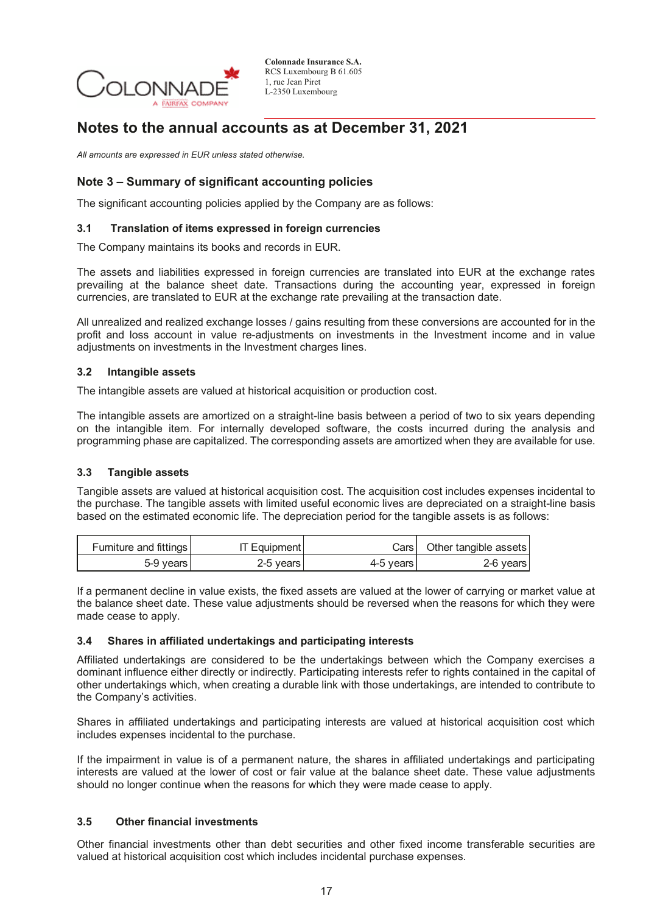# Notes to the annual accounts as at December 31, 2021

*All amounts are expressed in EUR unless stated otherwise.*

## Note 3 – Summary of significant accounting policies

The significant accounting policies applied by the Company are as follows:

### 3.1 Translation of items expressed in foreign currencies

The Company maintains its books and records in EUR.

The assets and liabilities expressed in foreign currencies are translated into EUR at the exchange rates prevailing at the balance sheet date. Transactions during the accounting year, expressed in foreign currencies, are translated to EUR at the exchange rate prevailing at the transaction date.

All unrealized and realized exchange losses / gains resulting from these conversions are accounted for in the profit and loss account in value re-adjustments on investments in the Investment income and in value adjustments on investments in the Investment charges lines.

### 3.2 Intangible assets

The intangible assets are valued at historical acquisition or production cost.

The intangible assets are amortized on a straight-line basis between a period of two to six years depending on the intangible item. For internally developed software, the costs incurred during the analysis and programming phase are capitalized. The corresponding assets are amortized when they are available for use.

### 3.3 Tangible assets

Tangible assets are valued at historical acquisition cost. The acquisition cost includes expenses incidental to the purchase. The tangible assets with limited useful economic lives are depreciated on a straight-line basis based on the estimated economic life. The depreciation period for the tangible assets is as follows:

| Furniture and fittings | IT Equipment | Cars | Other tangible assets |
|---:|---:|---:|---:|
| 5-9 years | 2-5 years | 4-5 years | 2-6 years |

If a permanent decline in value exists, the fixed assets are valued at the lower of carrying or market value at the balance sheet date. These value adjustments should be reversed when the reasons for which they were made cease to apply.

### 3.4 Shares in affiliated undertakings and participating interests

Affiliated undertakings are considered to be the undertakings between which the Company exercises a dominant influence either directly or indirectly. Participating interests refer to rights contained in the capital of other undertakings which, when creating a durable link with those undertakings, are intended to contribute to the Company's activities.

Shares in affiliated undertakings and participating interests are valued at historical acquisition cost which includes expenses incidental to the purchase.

If the impairment in value is of a permanent nature, the shares in affiliated undertakings and participating interests are valued at the lower of cost or fair value at the balance sheet date. These value adjustments should no longer continue when the reasons for which they were made cease to apply.

### 3.5 Other financial investments

Other financial investments other than debt securities and other fixed income transferable securities are valued at historical acquisition cost which includes incidental purchase expenses.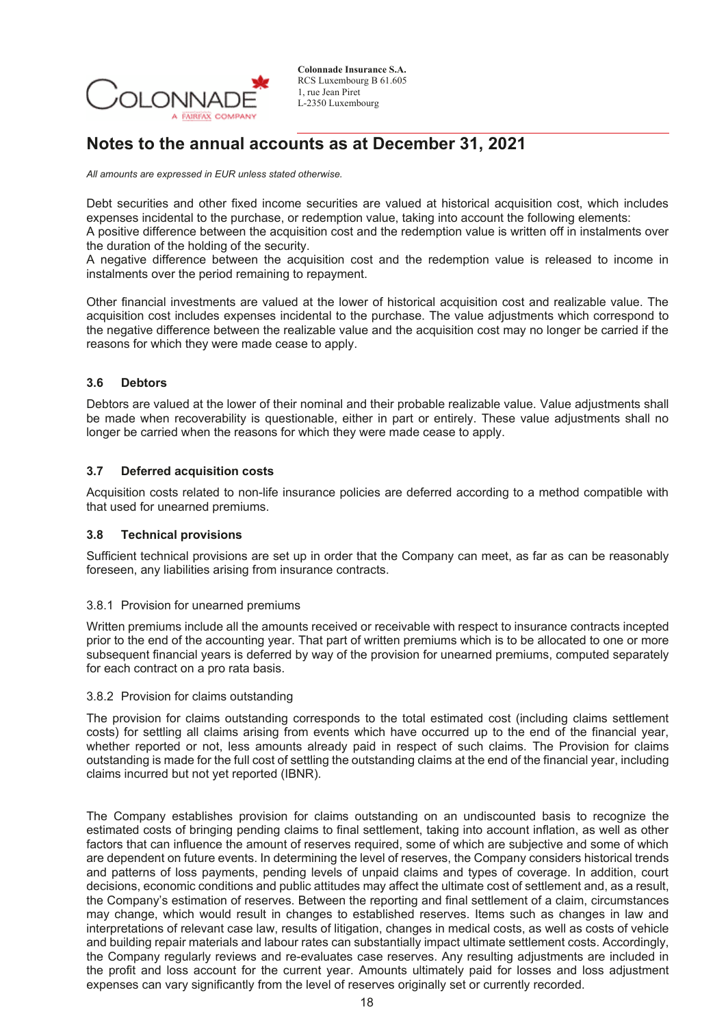# Notes to the annual accounts as at December 31, 2021

*All amounts are expressed in EUR unless stated otherwise.*

Debt securities and other fixed income securities are valued at historical acquisition cost, which includes expenses incidental to the purchase, or redemption value, taking into account the following elements:
A positive difference between the acquisition cost and the redemption value is written off in instalments over the duration of the holding of the security.
A negative difference between the acquisition cost and the redemption value is released to income in instalments over the period remaining to repayment.

Other financial investments are valued at the lower of historical acquisition cost and realizable value. The acquisition cost includes expenses incidental to the purchase. The value adjustments which correspond to the negative difference between the realizable value and the acquisition cost may no longer be carried if the reasons for which they were made cease to apply.

### 3.6 Debtors

Debtors are valued at the lower of their nominal and their probable realizable value. Value adjustments shall be made when recoverability is questionable, either in part or entirely. These value adjustments shall no longer be carried when the reasons for which they were made cease to apply.

### 3.7 Deferred acquisition costs

Acquisition costs related to non-life insurance policies are deferred according to a method compatible with that used for unearned premiums.

### 3.8 Technical provisions

Sufficient technical provisions are set up in order that the Company can meet, as far as can be reasonably foreseen, any liabilities arising from insurance contracts.

#### 3.8.1 Provision for unearned premiums

Written premiums include all the amounts received or receivable with respect to insurance contracts incepted prior to the end of the accounting year. That part of written premiums which is to be allocated to one or more subsequent financial years is deferred by way of the provision for unearned premiums, computed separately for each contract on a pro rata basis.

#### 3.8.2 Provision for claims outstanding

The provision for claims outstanding corresponds to the total estimated cost (including claims settlement costs) for settling all claims arising from events which have occurred up to the end of the financial year, whether reported or not, less amounts already paid in respect of such claims. The Provision for claims outstanding is made for the full cost of settling the outstanding claims at the end of the financial year, including claims incurred but not yet reported (IBNR).

The Company establishes provision for claims outstanding on an undiscounted basis to recognize the estimated costs of bringing pending claims to final settlement, taking into account inflation, as well as other factors that can influence the amount of reserves required, some of which are subjective and some of which are dependent on future events. In determining the level of reserves, the Company considers historical trends and patterns of loss payments, pending levels of unpaid claims and types of coverage. In addition, court decisions, economic conditions and public attitudes may affect the ultimate cost of settlement and, as a result, the Company's estimation of reserves. Between the reporting and final settlement of a claim, circumstances may change, which would result in changes to established reserves. Items such as changes in law and interpretations of relevant case law, results of litigation, changes in medical costs, as well as costs of vehicle and building repair materials and labour rates can substantially impact ultimate settlement costs. Accordingly, the Company regularly reviews and re-evaluates case reserves. Any resulting adjustments are included in the profit and loss account for the current year. Amounts ultimately paid for losses and loss adjustment expenses can vary significantly from the level of reserves originally set or currently recorded.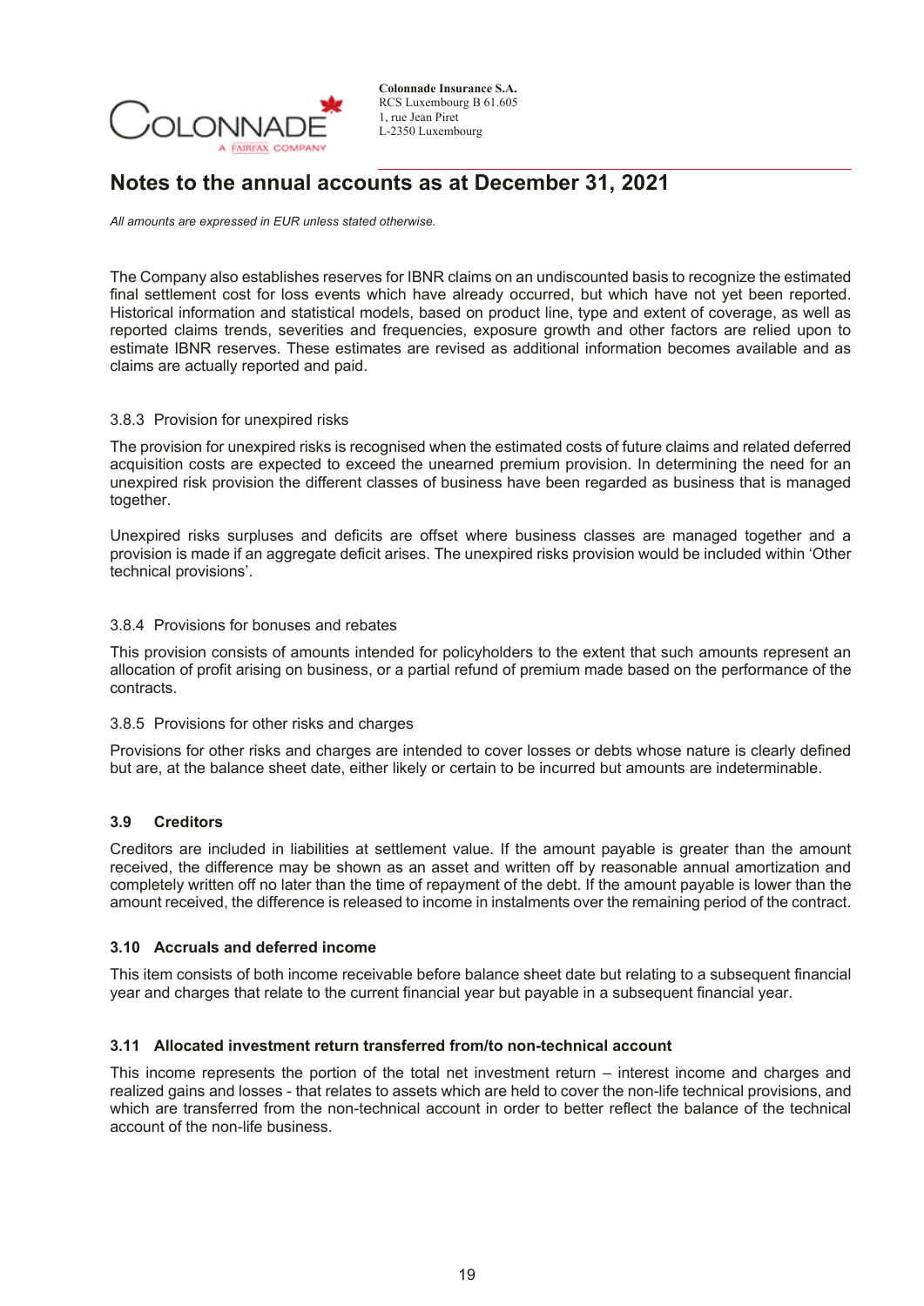# Notes to the annual accounts as at December 31, 2021

*All amounts are expressed in EUR unless stated otherwise.*

The Company also establishes reserves for IBNR claims on an undiscounted basis to recognize the estimated final settlement cost for loss events which have already occurred, but which have not yet been reported. Historical information and statistical models, based on product line, type and extent of coverage, as well as reported claims trends, severities and frequencies, exposure growth and other factors are relied upon to estimate IBNR reserves. These estimates are revised as additional information becomes available and as claims are actually reported and paid.

### 3.8.3 Provision for unexpired risks

The provision for unexpired risks is recognised when the estimated costs of future claims and related deferred acquisition costs are expected to exceed the unearned premium provision. In determining the need for an unexpired risk provision the different classes of business have been regarded as business that is managed together.

Unexpired risks surpluses and deficits are offset where business classes are managed together and a provision is made if an aggregate deficit arises. The unexpired risks provision would be included within 'Other technical provisions'.

### 3.8.4 Provisions for bonuses and rebates

This provision consists of amounts intended for policyholders to the extent that such amounts represent an allocation of profit arising on business, or a partial refund of premium made based on the performance of the contracts.

### 3.8.5 Provisions for other risks and charges

Provisions for other risks and charges are intended to cover losses or debts whose nature is clearly defined but are, at the balance sheet date, either likely or certain to be incurred but amounts are indeterminable.

## 3.9 Creditors

Creditors are included in liabilities at settlement value. If the amount payable is greater than the amount received, the difference may be shown as an asset and written off by reasonable annual amortization and completely written off no later than the time of repayment of the debt. If the amount payable is lower than the amount received, the difference is released to income in instalments over the remaining period of the contract.

## 3.10 Accruals and deferred income

This item consists of both income receivable before balance sheet date but relating to a subsequent financial year and charges that relate to the current financial year but payable in a subsequent financial year.

## 3.11 Allocated investment return transferred from/to non-technical account

This income represents the portion of the total net investment return – interest income and charges and realized gains and losses - that relates to assets which are held to cover the non-life technical provisions, and which are transferred from the non-technical account in order to better reflect the balance of the technical account of the non-life business.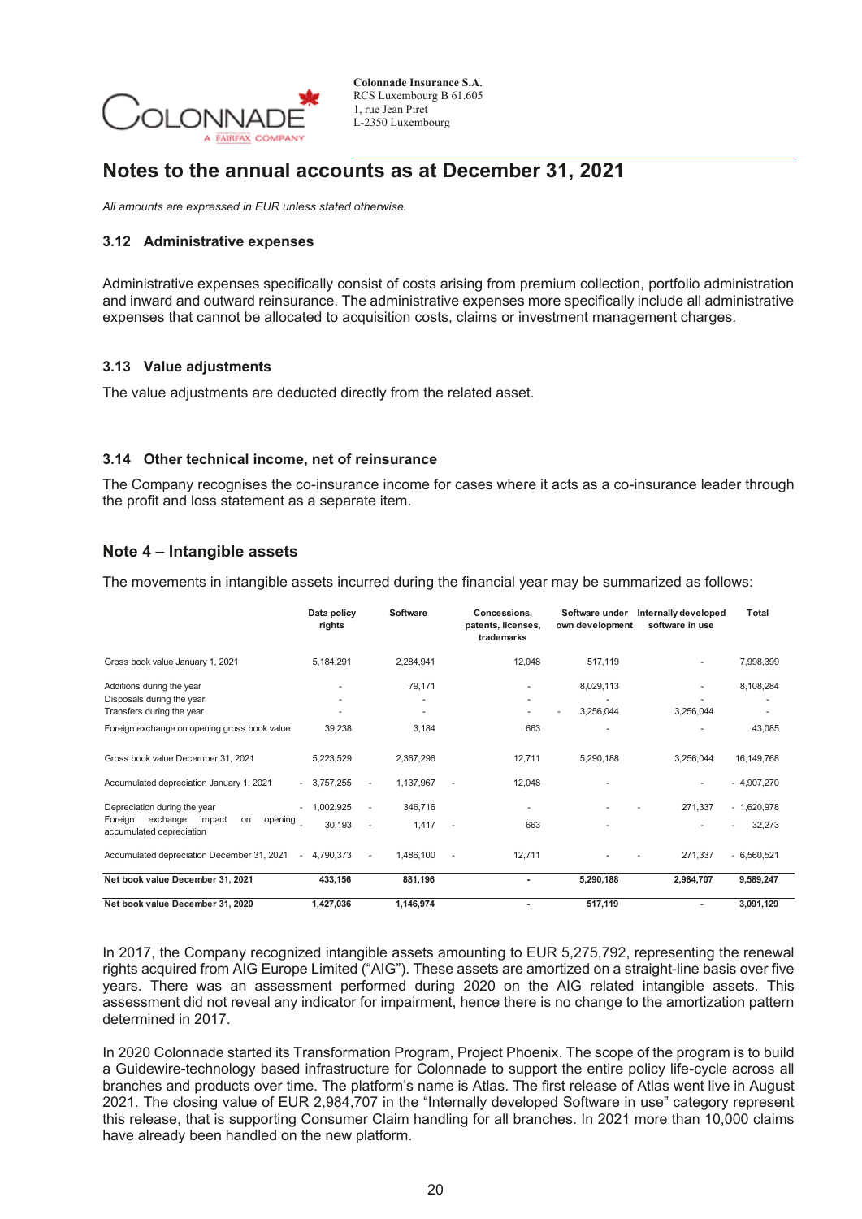Colonnade Insurance S.A.
RCS Luxembourg B 61.605
1, rue Jean Piret
L-2350 Luxembourg

# Notes to the annual accounts as at December 31, 2021

*All amounts are expressed in EUR unless stated otherwise.*

### 3.12 Administrative expenses

Administrative expenses specifically consist of costs arising from premium collection, portfolio administration and inward and outward reinsurance. The administrative expenses more specifically include all administrative expenses that cannot be allocated to acquisition costs, claims or investment management charges.

### 3.13 Value adjustments

The value adjustments are deducted directly from the related asset.

### 3.14 Other technical income, net of reinsurance

The Company recognises the co-insurance income for cases where it acts as a co-insurance leader through the profit and loss statement as a separate item.

## Note 4 – Intangible assets

The movements in intangible assets incurred during the financial year may be summarized as follows:

| | Data policy rights | Software | Concessions, patents, licenses, trademarks | Software under own development | Internally developed software in use | Total |
|---|---|---|---|---|---|---|
| Gross book value January 1, 2021 | 5,184,291 | 2,284,941 | 12,048 | 517,119 | - | 7,998,399 |
| Additions during the year | - | 79,171 | - | 8,029,113 | - | 8,108,284 |
| Disposals during the year | - | - | - | - | - | - |
| Transfers during the year | - | - | - | - 3,256,044 | 3,256,044 | - |
| Foreign exchange on opening gross book value | 39,238 | 3,184 | 663 | - | - | 43,085 |
| Gross book value December 31, 2021 | 5,223,529 | 2,367,296 | 12,711 | 5,290,188 | 3,256,044 | 16,149,768 |
| Accumulated depreciation January 1, 2021 | - 3,757,255 | - 1,137,967 | - 12,048 | - | - | - 4,907,270 |
| Depreciation during the year | - 1,002,925 | - 346,716 | - | - | - 271,337 | - 1,620,978 |
| Foreign exchange impact on opening accumulated depreciation | - 30,193 | - 1,417 | - 663 | - | - | - 32,273 |
| Accumulated depreciation December 31, 2021 | - 4,790,373 | - 1,486,100 | - 12,711 | - | - 271,337 | - 6,560,521 |
| **Net book value December 31, 2021** | **433,156** | **881,196** | **-** | **5,290,188** | **2,984,707** | **9,589,247** |
| **Net book value December 31, 2020** | **1,427,036** | **1,146,974** | **-** | **517,119** | **-** | **3,091,129** |

In 2017, the Company recognized intangible assets amounting to EUR 5,275,792, representing the renewal rights acquired from AIG Europe Limited ("AIG"). These assets are amortized on a straight-line basis over five years. There was an assessment performed during 2020 on the AIG related intangible assets. This assessment did not reveal any indicator for impairment, hence there is no change to the amortization pattern determined in 2017.

In 2020 Colonnade started its Transformation Program, Project Phoenix. The scope of the program is to build a Guidewire-technology based infrastructure for Colonnade to support the entire policy life-cycle across all branches and products over time. The platform's name is Atlas. The first release of Atlas went live in August 2021. The closing value of EUR 2,984,707 in the "Internally developed Software in use" category represent this release, that is supporting Consumer Claim handling for all branches. In 2021 more than 10,000 claims have already been handled on the new platform.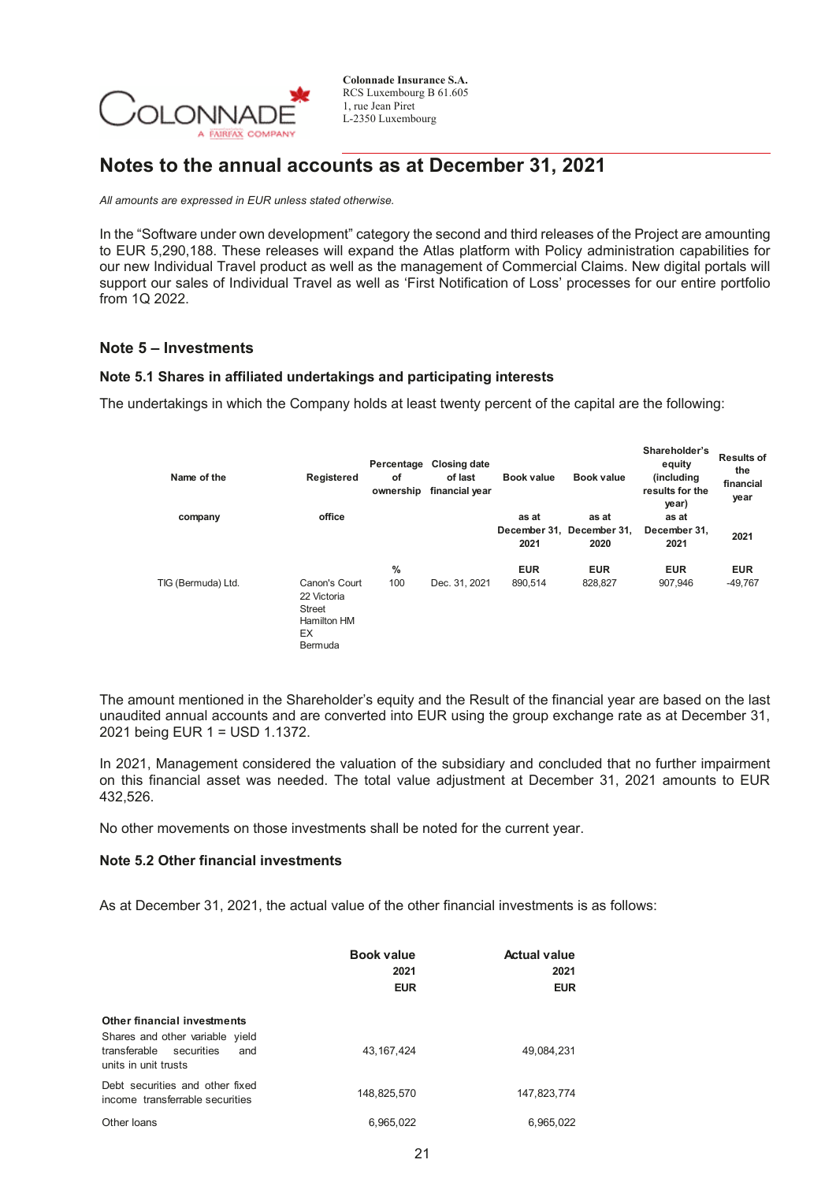# Notes to the annual accounts as at December 31, 2021

*All amounts are expressed in EUR unless stated otherwise.*

In the “Software under own development” category the second and third releases of the Project are amounting to EUR 5,290,188. These releases will expand the Atlas platform with Policy administration capabilities for our new Individual Travel product as well as the management of Commercial Claims. New digital portals will support our sales of Individual Travel as well as ‘First Notification of Loss’ processes for our entire portfolio from 1Q 2022.

## Note 5 – Investments

### Note 5.1 Shares in affiliated undertakings and participating interests

The undertakings in which the Company holds at least twenty percent of the capital are the following:

| Name of the company | Registered office | Percentage of ownership | Closing date of last financial year | Book value as at December 31, 2021 | Book value as at December 31, 2020 | Shareholder's equity (including results for the year) as at December 31, 2021 | Results of the financial year 2021 |
|---|---|---|---|---|---|---|---|
| | | % | | EUR | EUR | EUR | EUR |
| TIG (Bermuda) Ltd. | Canon's Court 22 Victoria Street Hamilton HM EX Bermuda | 100 | Dec. 31, 2021 | 890,514 | 828,827 | 907,946 | -49,767 |

The amount mentioned in the Shareholder’s equity and the Result of the financial year are based on the last unaudited annual accounts and are converted into EUR using the group exchange rate as at December 31, 2021 being EUR 1 = USD 1.1372.

In 2021, Management considered the valuation of the subsidiary and concluded that no further impairment on this financial asset was needed. The total value adjustment at December 31, 2021 amounts to EUR 432,526.

No other movements on those investments shall be noted for the current year.

### Note 5.2 Other financial investments

As at December 31, 2021, the actual value of the other financial investments is as follows:

| | Book value 2021 EUR | Actual value 2021 EUR |
|---|---|---|
| **Other financial investments** | | |
| Shares and other variable yield transferable securities and units in unit trusts | 43,167,424 | 49,084,231 |
| Debt securities and other fixed income transferrable securities | 148,825,570 | 147,823,774 |
| Other loans | 6,965,022 | 6,965,022 |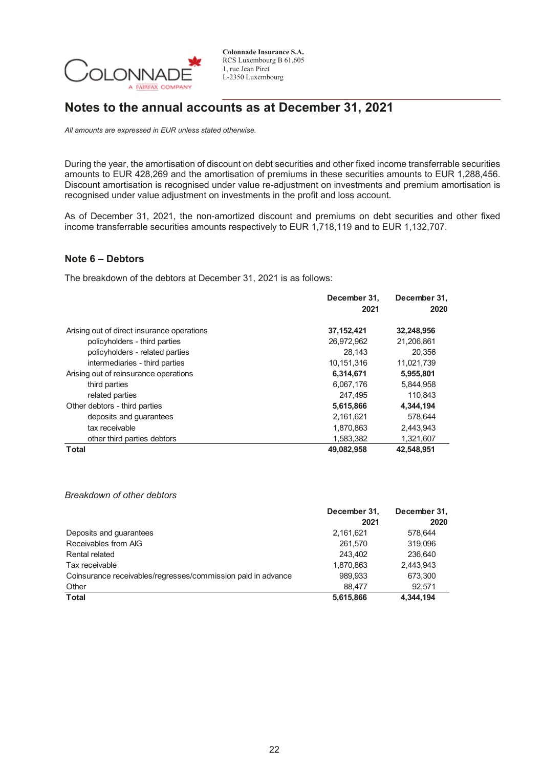## Notes to the annual accounts as at December 31, 2021

*All amounts are expressed in EUR unless stated otherwise.*

During the year, the amortisation of discount on debt securities and other fixed income transferrable securities amounts to EUR 428,269 and the amortisation of premiums in these securities amounts to EUR 1,288,456. Discount amortisation is recognised under value re-adjustment on investments and premium amortisation is recognised under value adjustment on investments in the profit and loss account.

As of December 31, 2021, the non-amortized discount and premiums on debt securities and other fixed income transferrable securities amounts respectively to EUR 1,718,119 and to EUR 1,132,707.

### Note 6 – Debtors

The breakdown of the debtors at December 31, 2021 is as follows:

| | December 31, 2021 | December 31, 2020 |
|---|---|---|
| Arising out of direct insurance operations | **37,152,421** | **32,248,956** |
| policyholders - third parties | 26,972,962 | 21,206,861 |
| policyholders - related parties | 28,143 | 20,356 |
| intermediaries - third parties | 10,151,316 | 11,021,739 |
| Arising out of reinsurance operations | **6,314,671** | **5,955,801** |
| third parties | 6,067,176 | 5,844,958 |
| related parties | 247,495 | 110,843 |
| Other debtors - third parties | **5,615,866** | **4,344,194** |
| deposits and guarantees | 2,161,621 | 578,644 |
| tax receivable | 1,870,863 | 2,443,943 |
| other third parties debtors | 1,583,382 | 1,321,607 |
| **Total** | **49,082,958** | **42,548,951** |

*Breakdown of other debtors*

| | December 31, 2021 | December 31, 2020 |
|---|---|---|
| Deposits and guarantees | 2,161,621 | 578,644 |
| Receivables from AIG | 261,570 | 319,096 |
| Rental related | 243,402 | 236,640 |
| Tax receivable | 1,870,863 | 2,443,943 |
| Coinsurance receivables/regresses/commission paid in advance | 989,933 | 673,300 |
| Other | 88,477 | 92,571 |
| **Total** | **5,615,866** | **4,344,194** |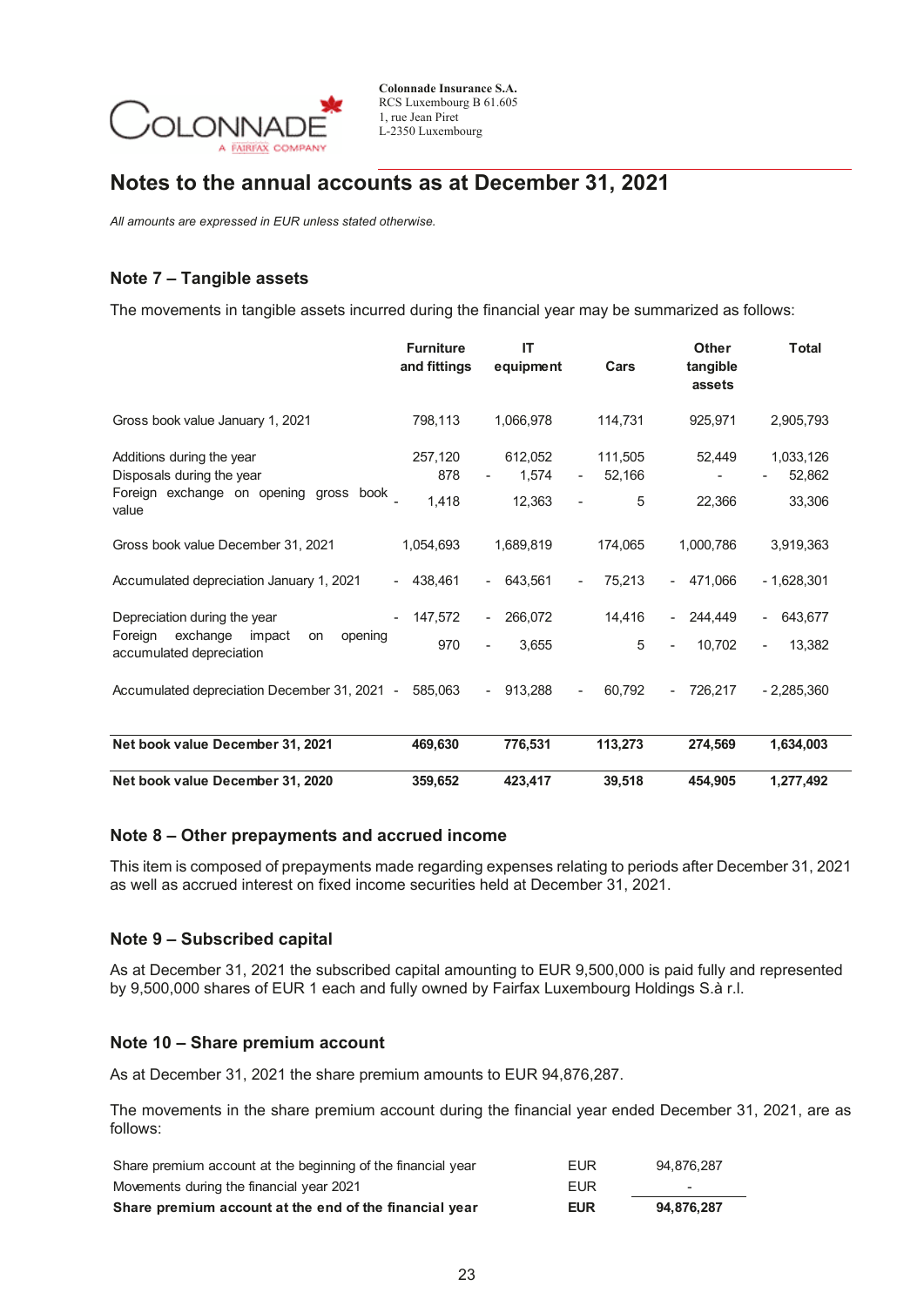# Notes to the annual accounts as at December 31, 2021

*All amounts are expressed in EUR unless stated otherwise.*

## Note 7 – Tangible assets

The movements in tangible assets incurred during the financial year may be summarized as follows:

| | Furniture and fittings | IT equipment | Cars | Other tangible assets | Total |
|---|---|---|---|---|---|
| Gross book value January 1, 2021 | 798,113 | 1,066,978 | 114,731 | 925,971 | 2,905,793 |
| Additions during the year | 257,120 | 612,052 | 111,505 | 52,449 | 1,033,126 |
| Disposals during the year | 878 | - 1,574 | - 52,166 | - | - 52,862 |
| Foreign exchange on opening gross book value | - 1,418 | 12,363 | - 5 | 22,366 | 33,306 |
| Gross book value December 31, 2021 | 1,054,693 | 1,689,819 | 174,065 | 1,000,786 | 3,919,363 |
| Accumulated depreciation January 1, 2021 | - 438,461 | - 643,561 | - 75,213 | - 471,066 | - 1,628,301 |
| Depreciation during the year | - 147,572 | - 266,072 | 14,416 | - 244,449 | - 643,677 |
| Foreign exchange impact on opening accumulated depreciation | 970 | - 3,655 | 5 | - 10,702 | - 13,382 |
| Accumulated depreciation December 31, 2021 | - 585,063 | - 913,288 | - 60,792 | - 726,217 | - 2,285,360 |
| **Net book value December 31, 2021** | **469,630** | **776,531** | **113,273** | **274,569** | **1,634,003** |
| **Net book value December 31, 2020** | **359,652** | **423,417** | **39,518** | **454,905** | **1,277,492** |

## Note 8 – Other prepayments and accrued income

This item is composed of prepayments made regarding expenses relating to periods after December 31, 2021 as well as accrued interest on fixed income securities held at December 31, 2021.

## Note 9 – Subscribed capital

As at December 31, 2021 the subscribed capital amounting to EUR 9,500,000 is paid fully and represented by 9,500,000 shares of EUR 1 each and fully owned by Fairfax Luxembourg Holdings S.à r.l.

## Note 10 – Share premium account

As at December 31, 2021 the share premium amounts to EUR 94,876,287.

The movements in the share premium account during the financial year ended December 31, 2021, are as follows:

| | | |
|---|---|---|
| Share premium account at the beginning of the financial year | EUR | 94,876,287 |
| Movements during the financial year 2021 | EUR | - |
| **Share premium account at the end of the financial year** | **EUR** | **94,876,287** |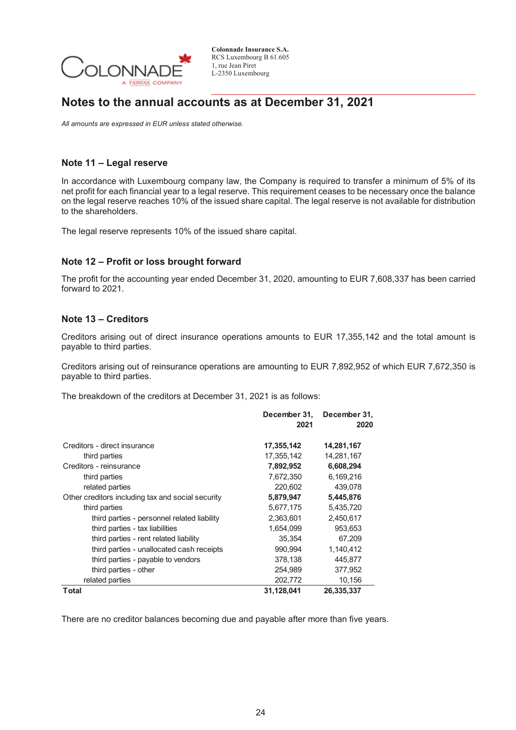# Notes to the annual accounts as at December 31, 2021

*All amounts are expressed in EUR unless stated otherwise.*

## Note 11 – Legal reserve

In accordance with Luxembourg company law, the Company is required to transfer a minimum of 5% of its net profit for each financial year to a legal reserve. This requirement ceases to be necessary once the balance on the legal reserve reaches 10% of the issued share capital. The legal reserve is not available for distribution to the shareholders.

The legal reserve represents 10% of the issued share capital.

## Note 12 – Profit or loss brought forward

The profit for the accounting year ended December 31, 2020, amounting to EUR 7,608,337 has been carried forward to 2021.

## Note 13 – Creditors

Creditors arising out of direct insurance operations amounts to EUR 17,355,142 and the total amount is payable to third parties.

Creditors arising out of reinsurance operations are amounting to EUR 7,892,952 of which EUR 7,672,350 is payable to third parties.

The breakdown of the creditors at December 31, 2021 is as follows:

| | December 31, 2021 | December 31, 2020 |
|---|---|---|
| Creditors - direct insurance | **17,355,142** | **14,281,167** |
| third parties | 17,355,142 | 14,281,167 |
| Creditors - reinsurance | **7,892,952** | **6,608,294** |
| third parties | 7,672,350 | 6,169,216 |
| related parties | 220,602 | 439,078 |
| Other creditors including tax and social security | **5,879,947** | **5,445,876** |
| third parties | 5,677,175 | 5,435,720 |
| third parties - personnel related liability | 2,363,601 | 2,450,617 |
| third parties - tax liabilities | 1,654,099 | 953,653 |
| third parties - rent related liability | 35,354 | 67,209 |
| third parties - unallocated cash receipts | 990,994 | 1,140,412 |
| third parties - payable to vendors | 378,138 | 445,877 |
| third parties - other | 254,989 | 377,952 |
| related parties | 202,772 | 10,156 |
| **Total** | **31,128,041** | **26,335,337** |

There are no creditor balances becoming due and payable after more than five years.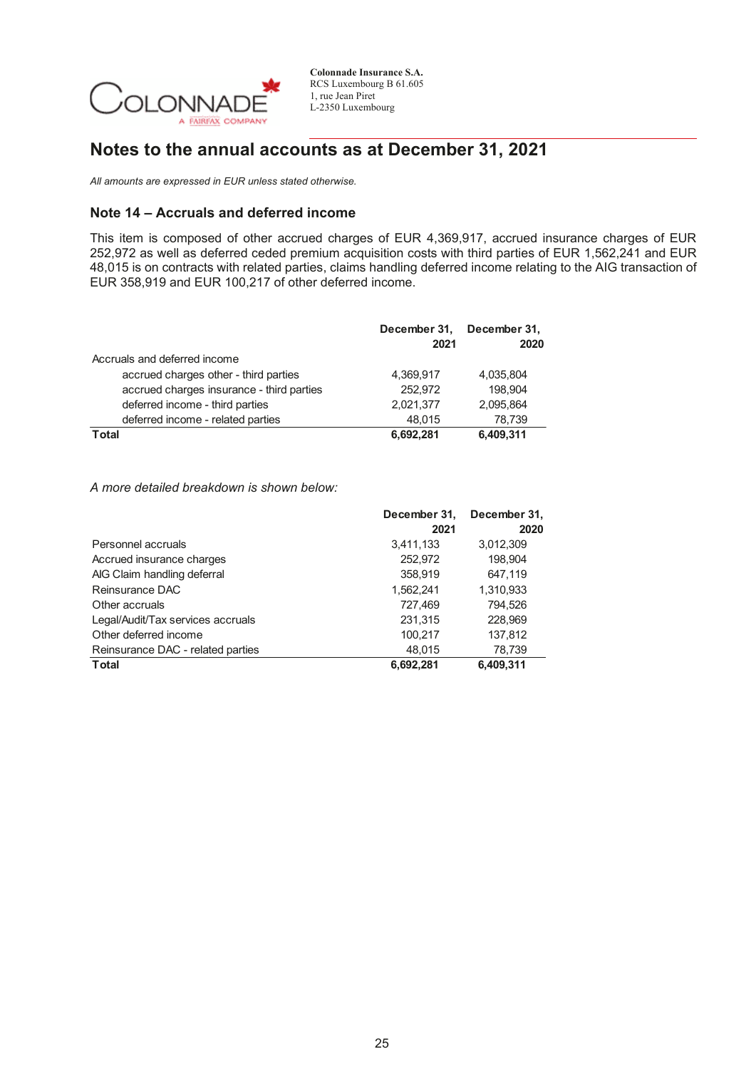Colonnade Insurance S.A.
RCS Luxembourg B 61.605
1, rue Jean Piret
L-2350 Luxembourg

# Notes to the annual accounts as at December 31, 2021

*All amounts are expressed in EUR unless stated otherwise.*

## Note 14 – Accruals and deferred income

This item is composed of other accrued charges of EUR 4,369,917, accrued insurance charges of EUR 252,972 as well as deferred ceded premium acquisition costs with third parties of EUR 1,562,241 and EUR 48,015 is on contracts with related parties, claims handling deferred income relating to the AIG transaction of EUR 358,919 and EUR 100,217 of other deferred income.

| | December 31, 2021 | December 31, 2020 |
|---|---|---|
| Accruals and deferred income | | |
| accrued charges other - third parties | 4,369,917 | 4,035,804 |
| accrued charges insurance - third parties | 252,972 | 198,904 |
| deferred income - third parties | 2,021,377 | 2,095,864 |
| deferred income - related parties | 48,015 | 78,739 |
| **Total** | **6,692,281** | **6,409,311** |

*A more detailed breakdown is shown below:*

| | December 31, 2021 | December 31, 2020 |
|---|---|---|
| Personnel accruals | 3,411,133 | 3,012,309 |
| Accrued insurance charges | 252,972 | 198,904 |
| AIG Claim handling deferral | 358,919 | 647,119 |
| Reinsurance DAC | 1,562,241 | 1,310,933 |
| Other accruals | 727,469 | 794,526 |
| Legal/Audit/Tax services accruals | 231,315 | 228,969 |
| Other deferred income | 100,217 | 137,812 |
| Reinsurance DAC - related parties | 48,015 | 78,739 |
| **Total** | **6,692,281** | **6,409,311** |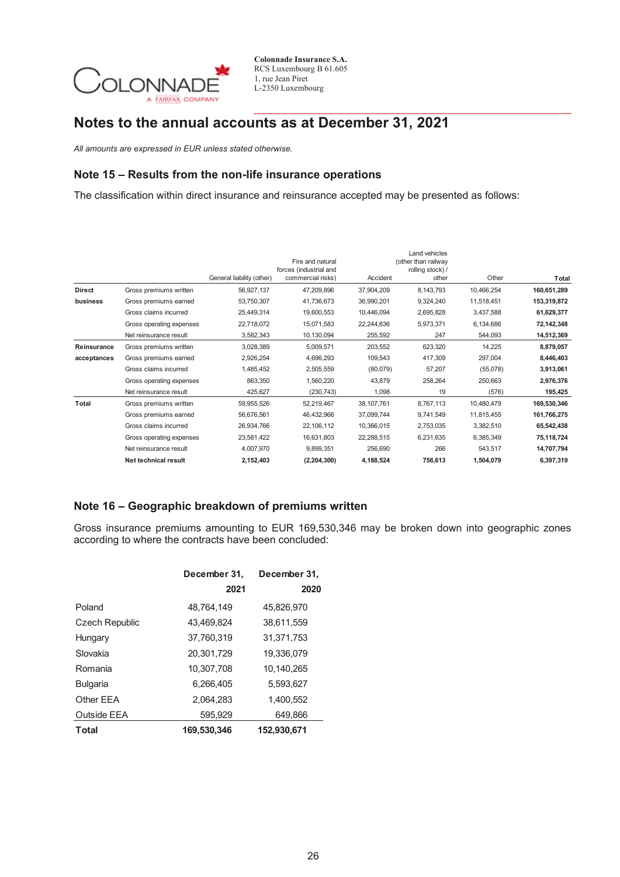Colonnade Insurance S.A.
RCS Luxembourg B 61.605
1, rue Jean Piret
L-2350 Luxembourg

# Notes to the annual accounts as at December 31, 2021

*All amounts are expressed in EUR unless stated otherwise.*

## Note 15 – Results from the non-life insurance operations

The classification within direct insurance and reinsurance accepted may be presented as follows:

| | | General liability (other) | Fire and natural forces (industrial and commercial risks) | Accident | Land vehicles (other than railway rolling stock) / other | Other | Total |
|---|---|---|---|---|---|---|---|
| **Direct business** | Gross premiums written | 56,927,137 | 47,209,896 | 37,904,209 | 8,143,793 | 10,466,254 | **160,651,289** |
| | Gross premiums earned | 53,750,307 | 41,736,673 | 36,990,201 | 9,324,240 | 11,518,451 | **153,319,872** |
| | Gross claims incurred | 25,449,314 | 19,600,553 | 10,446,094 | 2,695,828 | 3,437,588 | **61,629,377** |
| | Gross operating expenses | 22,718,072 | 15,071,583 | 22,244,636 | 5,973,371 | 6,134,686 | **72,142,348** |
| | Net reinsurance result | 3,582,343 | 10,130,094 | 255,592 | 247 | 544,093 | **14,512,369** |
| **Reinsurance acceptances** | Gross premiums written | 3,028,389 | 5,009,571 | 203,552 | 623,320 | 14,225 | **8,879,057** |
| | Gross premiums earned | 2,926,254 | 4,696,293 | 109,543 | 417,309 | 297,004 | **8,446,403** |
| | Gross claims incurred | 1,485,452 | 2,505,559 | (80,079) | 57,207 | (55,078) | **3,913,061** |
| | Gross operating expenses | 863,350 | 1,560,220 | 43,879 | 258,264 | 250,663 | **2,976,376** |
| | Net reinsurance result | 425,627 | (230,743) | 1,098 | 19 | (576) | **195,425** |
| **Total** | Gross premiums written | 59,955,526 | 52,219,467 | 38,107,761 | 8,767,113 | 10,480,479 | **169,530,346** |
| | Gross premiums earned | 56,676,561 | 46,432,966 | 37,099,744 | 9,741,549 | 11,815,455 | **161,766,275** |
| | Gross claims incurred | 26,934,766 | 22,106,112 | 10,366,015 | 2,753,035 | 3,382,510 | **65,542,438** |
| | Gross operating expenses | 23,581,422 | 16,631,803 | 22,288,515 | 6,231,635 | 6,385,349 | **75,118,724** |
| | Net reinsurance result | 4,007,970 | 9,899,351 | 256,690 | 266 | 543,517 | **14,707,794** |
| | **Net technical result** | **2,152,403** | **(2,204,300)** | **4,188,524** | **756,613** | **1,504,079** | **6,397,319** |

## Note 16 – Geographic breakdown of premiums written

Gross insurance premiums amounting to EUR 169,530,346 may be broken down into geographic zones according to where the contracts have been concluded:

| | December 31, 2021 | December 31, 2020 |
|---|---|---|
| Poland | 48,764,149 | 45,826,970 |
| Czech Republic | 43,469,824 | 38,611,559 |
| Hungary | 37,760,319 | 31,371,753 |
| Slovakia | 20,301,729 | 19,336,079 |
| Romania | 10,307,708 | 10,140,265 |
| Bulgaria | 6,266,405 | 5,593,627 |
| Other EEA | 2,064,283 | 1,400,552 |
| Outside EEA | 595,929 | 649,866 |
| **Total** | **169,530,346** | **152,930,671** |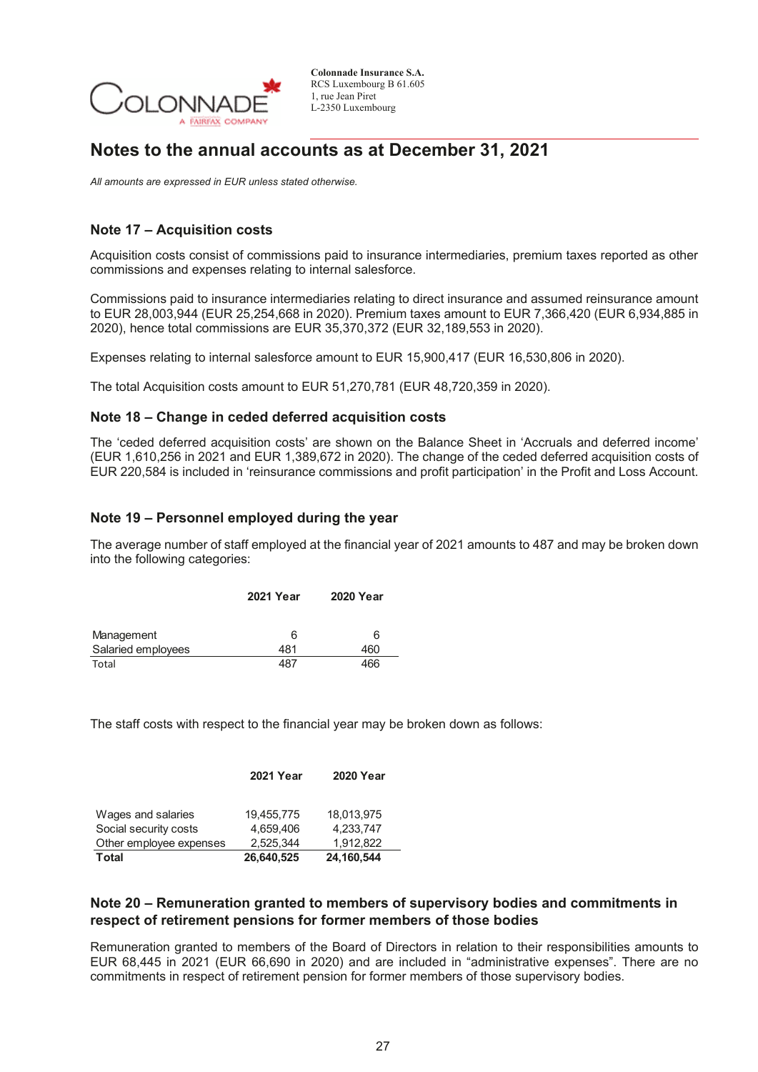# Notes to the annual accounts as at December 31, 2021

*All amounts are expressed in EUR unless stated otherwise.*

## Note 17 – Acquisition costs

Acquisition costs consist of commissions paid to insurance intermediaries, premium taxes reported as other commissions and expenses relating to internal salesforce.

Commissions paid to insurance intermediaries relating to direct insurance and assumed reinsurance amount to EUR 28,003,944 (EUR 25,254,668 in 2020). Premium taxes amount to EUR 7,366,420 (EUR 6,934,885 in 2020), hence total commissions are EUR 35,370,372 (EUR 32,189,553 in 2020).

Expenses relating to internal salesforce amount to EUR 15,900,417 (EUR 16,530,806 in 2020).

The total Acquisition costs amount to EUR 51,270,781 (EUR 48,720,359 in 2020).

## Note 18 – Change in ceded deferred acquisition costs

The 'ceded deferred acquisition costs' are shown on the Balance Sheet in 'Accruals and deferred income' (EUR 1,610,256 in 2021 and EUR 1,389,672 in 2020). The change of the ceded deferred acquisition costs of EUR 220,584 is included in 'reinsurance commissions and profit participation' in the Profit and Loss Account.

## Note 19 – Personnel employed during the year

The average number of staff employed at the financial year of 2021 amounts to 487 and may be broken down into the following categories:

| | 2021 Year | 2020 Year |
|---|---|---|
| Management | 6 | 6 |
| Salaried employees | 481 | 460 |
| Total | 487 | 466 |

The staff costs with respect to the financial year may be broken down as follows:

| | 2021 Year | 2020 Year |
|---|---|---|
| Wages and salaries | 19,455,775 | 18,013,975 |
| Social security costs | 4,659,406 | 4,233,747 |
| Other employee expenses | 2,525,344 | 1,912,822 |
| **Total** | **26,640,525** | **24,160,544** |

## Note 20 – Remuneration granted to members of supervisory bodies and commitments in respect of retirement pensions for former members of those bodies

Remuneration granted to members of the Board of Directors in relation to their responsibilities amounts to EUR 68,445 in 2021 (EUR 66,690 in 2020) and are included in "administrative expenses". There are no commitments in respect of retirement pension for former members of those supervisory bodies.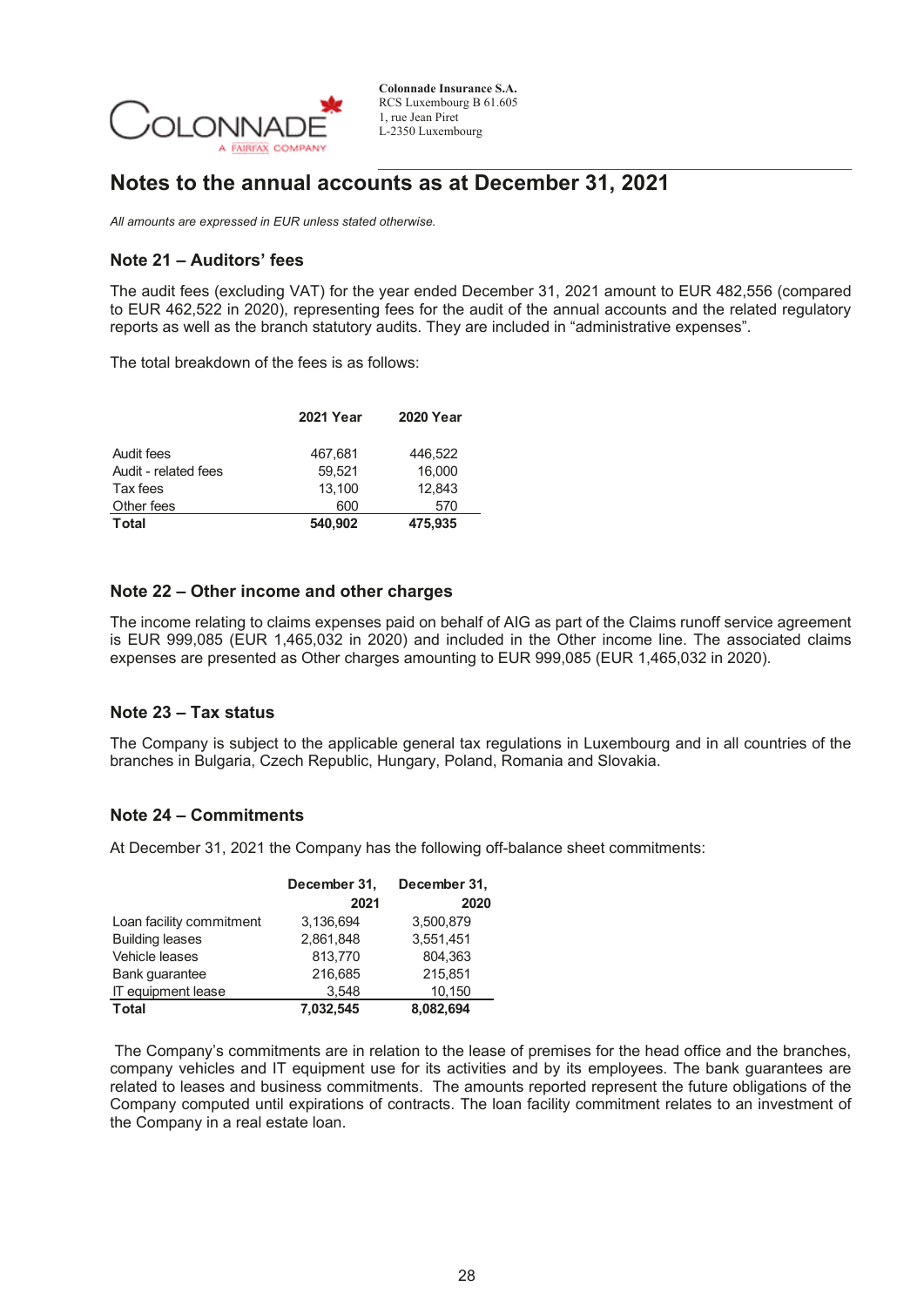## Notes to the annual accounts as at December 31, 2021

*All amounts are expressed in EUR unless stated otherwise.*

### Note 21 – Auditors' fees

The audit fees (excluding VAT) for the year ended December 31, 2021 amount to EUR 482,556 (compared to EUR 462,522 in 2020), representing fees for the audit of the annual accounts and the related regulatory reports as well as the branch statutory audits. They are included in "administrative expenses".

The total breakdown of the fees is as follows:

| | 2021 Year | 2020 Year |
|---|---|---|
| Audit fees | 467,681 | 446,522 |
| Audit - related fees | 59,521 | 16,000 |
| Tax fees | 13,100 | 12,843 |
| Other fees | 600 | 570 |
| **Total** | **540,902** | **475,935** |

### Note 22 – Other income and other charges

The income relating to claims expenses paid on behalf of AIG as part of the Claims runoff service agreement is EUR 999,085 (EUR 1,465,032 in 2020) and included in the Other income line. The associated claims expenses are presented as Other charges amounting to EUR 999,085 (EUR 1,465,032 in 2020).

### Note 23 – Tax status

The Company is subject to the applicable general tax regulations in Luxembourg and in all countries of the branches in Bulgaria, Czech Republic, Hungary, Poland, Romania and Slovakia.

### Note 24 – Commitments

At December 31, 2021 the Company has the following off-balance sheet commitments:

| | December 31, 2021 | December 31, 2020 |
|---|---|---|
| Loan facility commitment | 3,136,694 | 3,500,879 |
| Building leases | 2,861,848 | 3,551,451 |
| Vehicle leases | 813,770 | 804,363 |
| Bank guarantee | 216,685 | 215,851 |
| IT equipment lease | 3,548 | 10,150 |
| **Total** | **7,032,545** | **8,082,694** |

The Company's commitments are in relation to the lease of premises for the head office and the branches, company vehicles and IT equipment use for its activities and by its employees. The bank guarantees are related to leases and business commitments. The amounts reported represent the future obligations of the Company computed until expirations of contracts. The loan facility commitment relates to an investment of the Company in a real estate loan.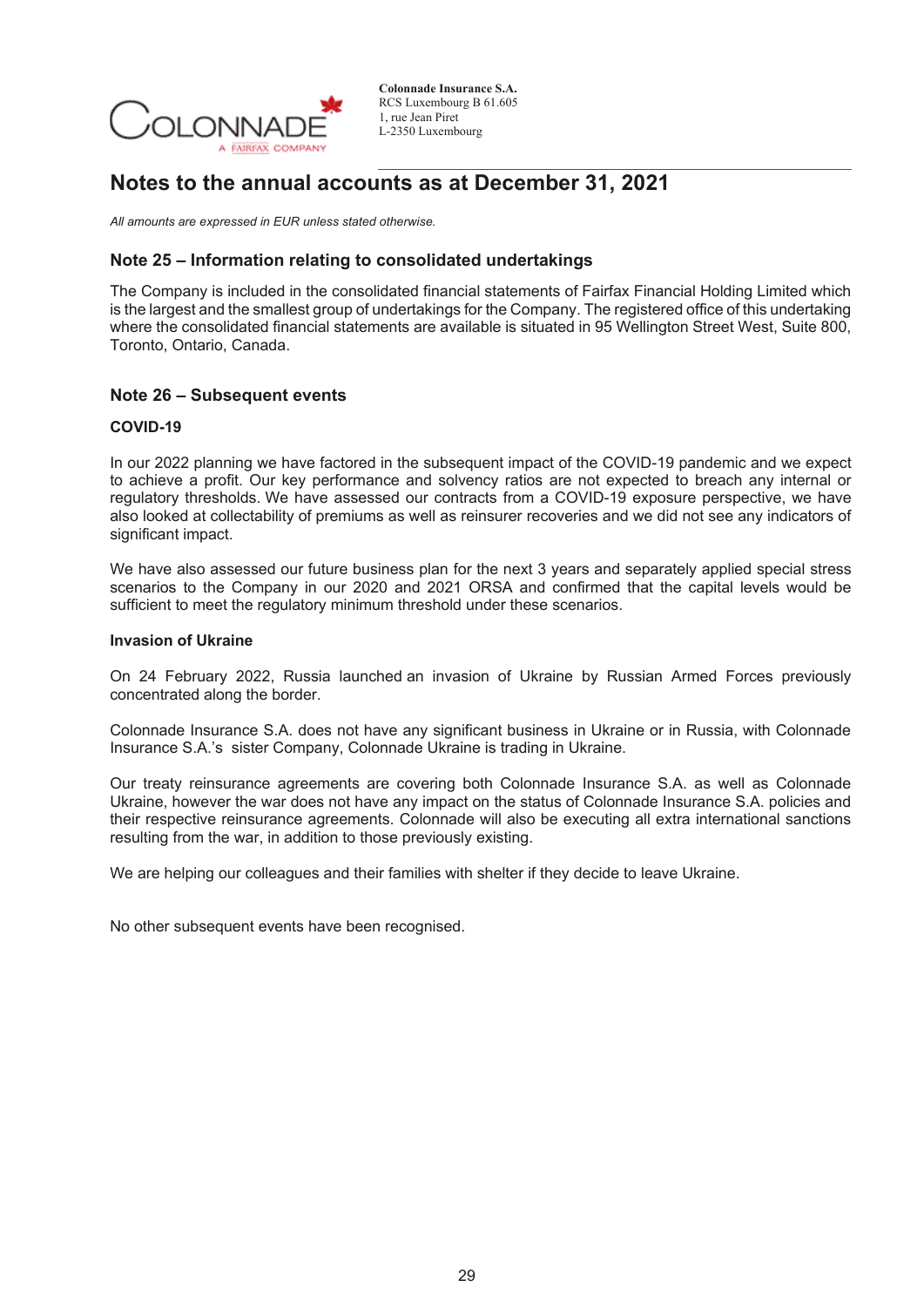Colonnade Insurance S.A.
RCS Luxembourg B 61.605
1, rue Jean Piret
L-2350 Luxembourg

# Notes to the annual accounts as at December 31, 2021

*All amounts are expressed in EUR unless stated otherwise.*

## Note 25 – Information relating to consolidated undertakings

The Company is included in the consolidated financial statements of Fairfax Financial Holding Limited which is the largest and the smallest group of undertakings for the Company. The registered office of this undertaking where the consolidated financial statements are available is situated in 95 Wellington Street West, Suite 800, Toronto, Ontario, Canada.

## Note 26 – Subsequent events

### COVID-19

In our 2022 planning we have factored in the subsequent impact of the COVID-19 pandemic and we expect to achieve a profit. Our key performance and solvency ratios are not expected to breach any internal or regulatory thresholds. We have assessed our contracts from a COVID-19 exposure perspective, we have also looked at collectability of premiums as well as reinsurer recoveries and we did not see any indicators of significant impact.

We have also assessed our future business plan for the next 3 years and separately applied special stress scenarios to the Company in our 2020 and 2021 ORSA and confirmed that the capital levels would be sufficient to meet the regulatory minimum threshold under these scenarios.

### Invasion of Ukraine

On 24 February 2022, Russia launched an invasion of Ukraine by Russian Armed Forces previously concentrated along the border.

Colonnade Insurance S.A. does not have any significant business in Ukraine or in Russia, with Colonnade Insurance S.A.'s sister Company, Colonnade Ukraine is trading in Ukraine.

Our treaty reinsurance agreements are covering both Colonnade Insurance S.A. as well as Colonnade Ukraine, however the war does not have any impact on the status of Colonnade Insurance S.A. policies and their respective reinsurance agreements. Colonnade will also be executing all extra international sanctions resulting from the war, in addition to those previously existing.

We are helping our colleagues and their families with shelter if they decide to leave Ukraine.

No other subsequent events have been recognised.